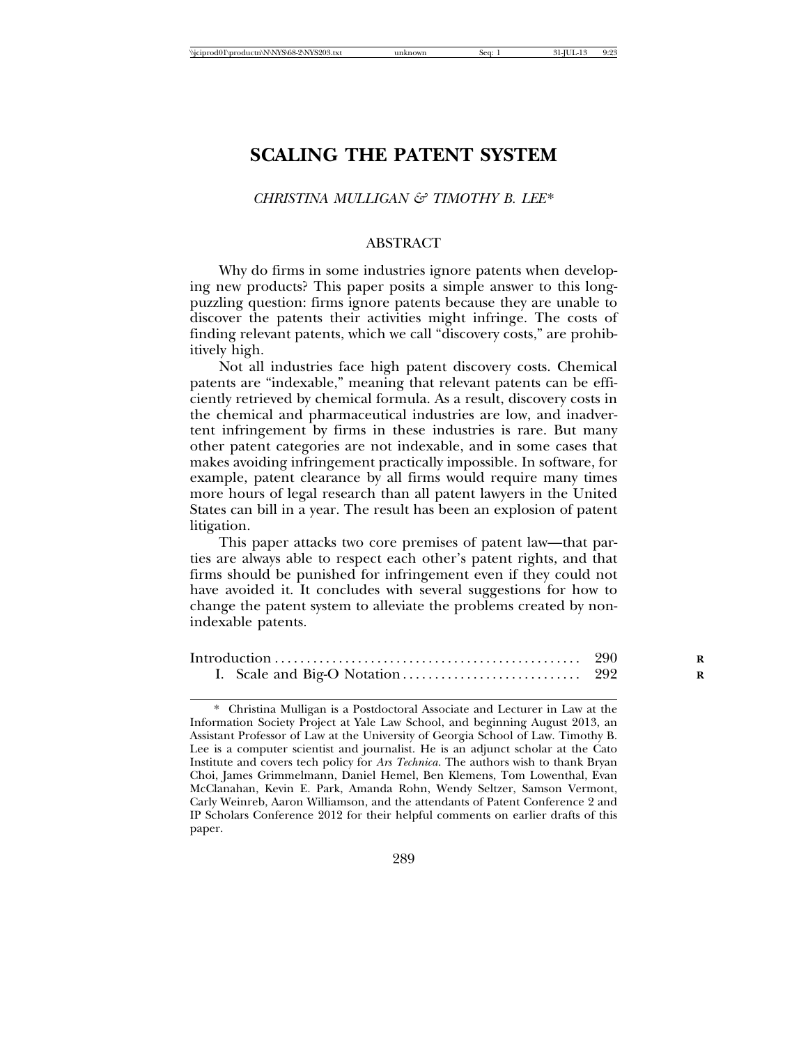# SCALING THE PATENT SYSTEM

*CHRISTINA MULLIGAN & TIMOTHY B. LEE\**

## ABSTRACT

Why do firms in some industries ignore patents when developing new products? This paper posits a simple answer to this long-puzzling question: firms ignore patents because they are unable to discover the patents their activities might infringe. The costs of finding relevant patents, which we call "discovery costs," are prohibitively high.

Not all industries face high patent discovery costs. Chemical patents are "indexable," meaning that relevant patents can be efficiently retrieved by chemical formula. As a result, discovery costs in the chemical and pharmaceutical industries are low, and inadvertent infringement by firms in these industries is rare. But many other patent categories are not indexable, and in some cases that makes avoiding infringement practically impossible. In software, for example, patent clearance by all firms would require many times more hours of legal research than all patent lawyers in the United States can bill in a year. The result has been an explosion of patent litigation.

This paper attacks two core premises of patent law—that parties are always able to respect each other's patent rights, and that firms should be punished for infringement even if they could not have avoided it. It concludes with several suggestions for how to change the patent system to alleviate the problems created by non-indexable patents.

| | |
|---|---|
| Introduction | 290 |
| I. Scale and Big-O Notation | 292 |

\* Christina Mulligan is a Postdoctoral Associate and Lecturer in Law at the Information Society Project at Yale Law School, and beginning August 2013, an Assistant Professor of Law at the University of Georgia School of Law. Timothy B. Lee is a computer scientist and journalist. He is an adjunct scholar at the Cato Institute and covers tech policy for *Ars Technica*. The authors wish to thank Bryan Choi, James Grimmelmann, Daniel Hemel, Ben Klemens, Tom Lowenthal, Evan McClanahan, Kevin E. Park, Amanda Rohn, Wendy Seltzer, Samson Vermont, Carly Weinreb, Aaron Williamson, and the attendants of Patent Conference 2 and IP Scholars Conference 2012 for their helpful comments on earlier drafts of this paper.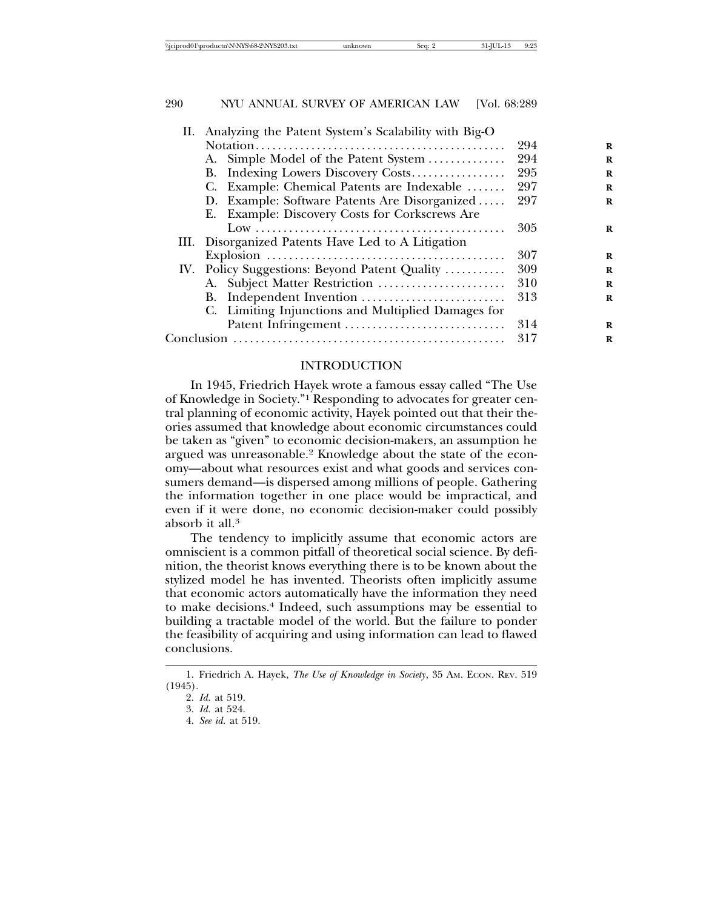II. Analyzing the Patent System's Scalability with Big-O Notation ... 294
   A. Simple Model of the Patent System ... 294
   B. Indexing Lowers Discovery Costs ... 295
   C. Example: Chemical Patents are Indexable ... 297
   D. Example: Software Patents Are Disorganized ... 297
   E. Example: Discovery Costs for Corkscrews Are Low ... 305
III. Disorganized Patents Have Led to A Litigation Explosion ... 307
IV. Policy Suggestions: Beyond Patent Quality ... 309
   A. Subject Matter Restriction ... 310
   B. Independent Invention ... 313
   C. Limiting Injunctions and Multiplied Damages for Patent Infringement ... 314
Conclusion ... 317

## INTRODUCTION

In 1945, Friedrich Hayek wrote a famous essay called "The Use of Knowledge in Society."[1] Responding to advocates for greater central planning of economic activity, Hayek pointed out that their theories assumed that knowledge about economic circumstances could be taken as "given" to economic decision-makers, an assumption he argued was unreasonable.[2] Knowledge about the state of the economy—about what resources exist and what goods and services consumers demand—is dispersed among millions of people. Gathering the information together in one place would be impractical, and even if it were done, no economic decision-maker could possibly absorb it all.[3]

The tendency to implicitly assume that economic actors are omniscient is a common pitfall of theoretical social science. By definition, the theorist knows everything there is to be known about the stylized model he has invented. Theorists often implicitly assume that economic actors automatically have the information they need to make decisions.[4] Indeed, such assumptions may be essential to building a tractable model of the world. But the failure to ponder the feasibility of acquiring and using information can lead to flawed conclusions.

---

1. Friedrich A. Hayek, *The Use of Knowledge in Society*, 35 AM. ECON. REV. 519 (1945).

2. *Id.* at 519.

3. *Id.* at 524.

4. *See id.* at 519.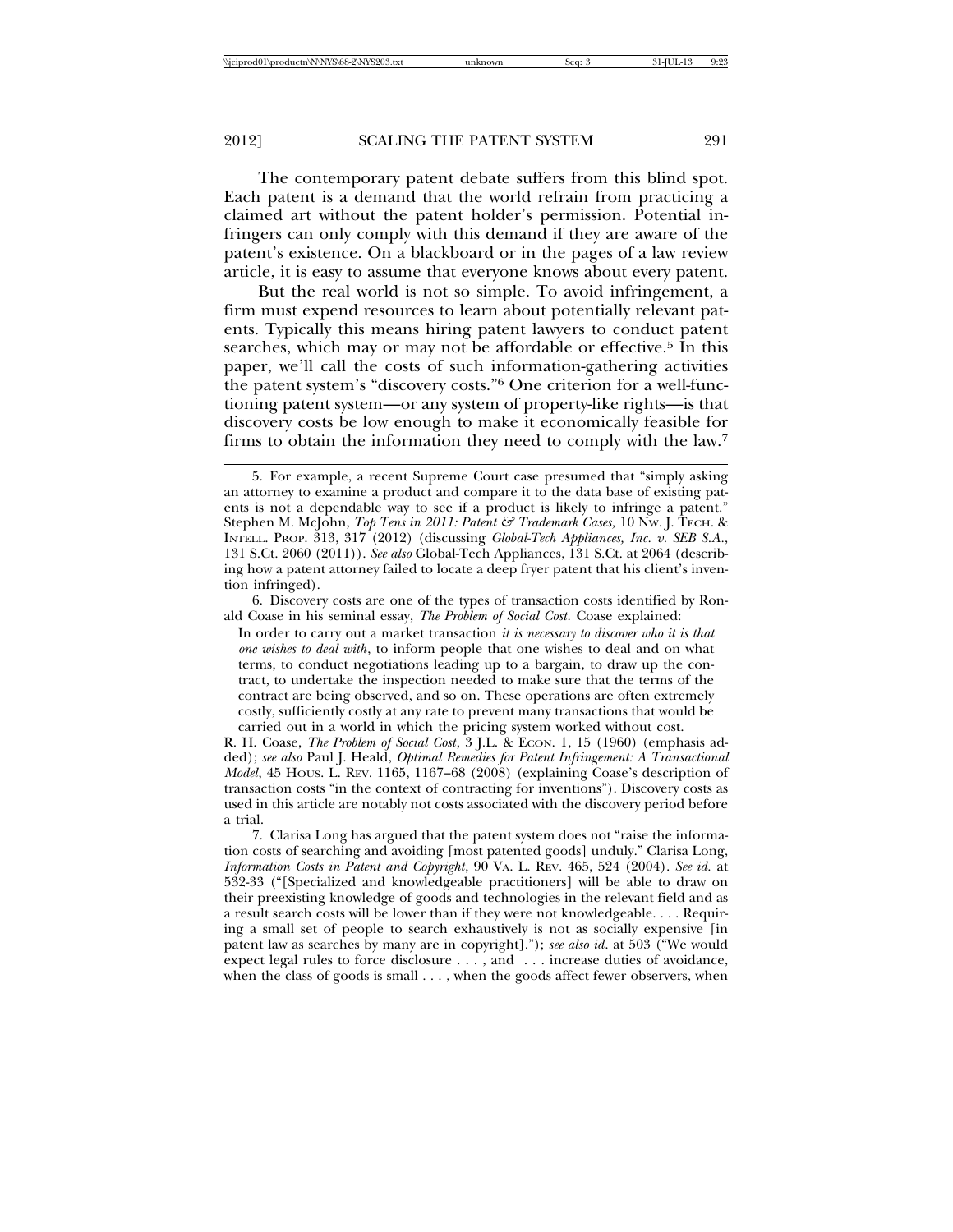The contemporary patent debate suffers from this blind spot. Each patent is a demand that the world refrain from practicing a claimed art without the patent holder's permission. Potential infringers can only comply with this demand if they are aware of the patent's existence. On a blackboard or in the pages of a law review article, it is easy to assume that everyone knows about every patent.

But the real world is not so simple. To avoid infringement, a firm must expend resources to learn about potentially relevant patents. Typically this means hiring patent lawyers to conduct patent searches, which may or may not be affordable or effective.[5] In this paper, we'll call the costs of such information-gathering activities the patent system's "discovery costs."[6] One criterion for a well-functioning patent system—or any system of property-like rights—is that discovery costs be low enough to make it economically feasible for firms to obtain the information they need to comply with the law.[7]

---

5. For example, a recent Supreme Court case presumed that "simply asking an attorney to examine a product and compare it to the data base of existing patents is not a dependable way to see if a product is likely to infringe a patent." Stephen M. McJohn, *Top Tens in 2011: Patent & Trademark Cases,* 10 NW. J. TECH. & INTELL. PROP. 313, 317 (2012) (discussing *Global-Tech Appliances, Inc. v. SEB S.A.*, 131 S.Ct. 2060 (2011)). *See also* Global-Tech Appliances, 131 S.Ct. at 2064 (describing how a patent attorney failed to locate a deep fryer patent that his client's invention infringed).

6. Discovery costs are one of the types of transaction costs identified by Ronald Coase in his seminal essay, *The Problem of Social Cost.* Coase explained:

> In order to carry out a market transaction *it is necessary to discover who it is that one wishes to deal with*, to inform people that one wishes to deal and on what terms, to conduct negotiations leading up to a bargain, to draw up the contract, to undertake the inspection needed to make sure that the terms of the contract are being observed, and so on. These operations are often extremely costly, sufficiently costly at any rate to prevent many transactions that would be carried out in a world in which the pricing system worked without cost.

R. H. Coase, *The Problem of Social Cost*, 3 J.L. & ECON. 1, 15 (1960) (emphasis added); *see also* Paul J. Heald, *Optimal Remedies for Patent Infringement: A Transactional Model*, 45 HOUS. L. REV. 1165, 1167–68 (2008) (explaining Coase's description of transaction costs "in the context of contracting for inventions"). Discovery costs as used in this article are notably not costs associated with the discovery period before a trial.

7. Clarisa Long has argued that the patent system does not "raise the information costs of searching and avoiding [most patented goods] unduly." Clarisa Long, *Information Costs in Patent and Copyright*, 90 VA. L. REV. 465, 524 (2004). *See id.* at 532-33 ("[Specialized and knowledgeable practitioners] will be able to draw on their preexisting knowledge of goods and technologies in the relevant field and as a result search costs will be lower than if they were not knowledgeable. . . . Requiring a small set of people to search exhaustively is not as socially expensive [in patent law as searches by many are in copyright]."); *see also id.* at 503 ("We would expect legal rules to force disclosure . . . , and . . . increase duties of avoidance, when the class of goods is small . . . , when the goods affect fewer observers, when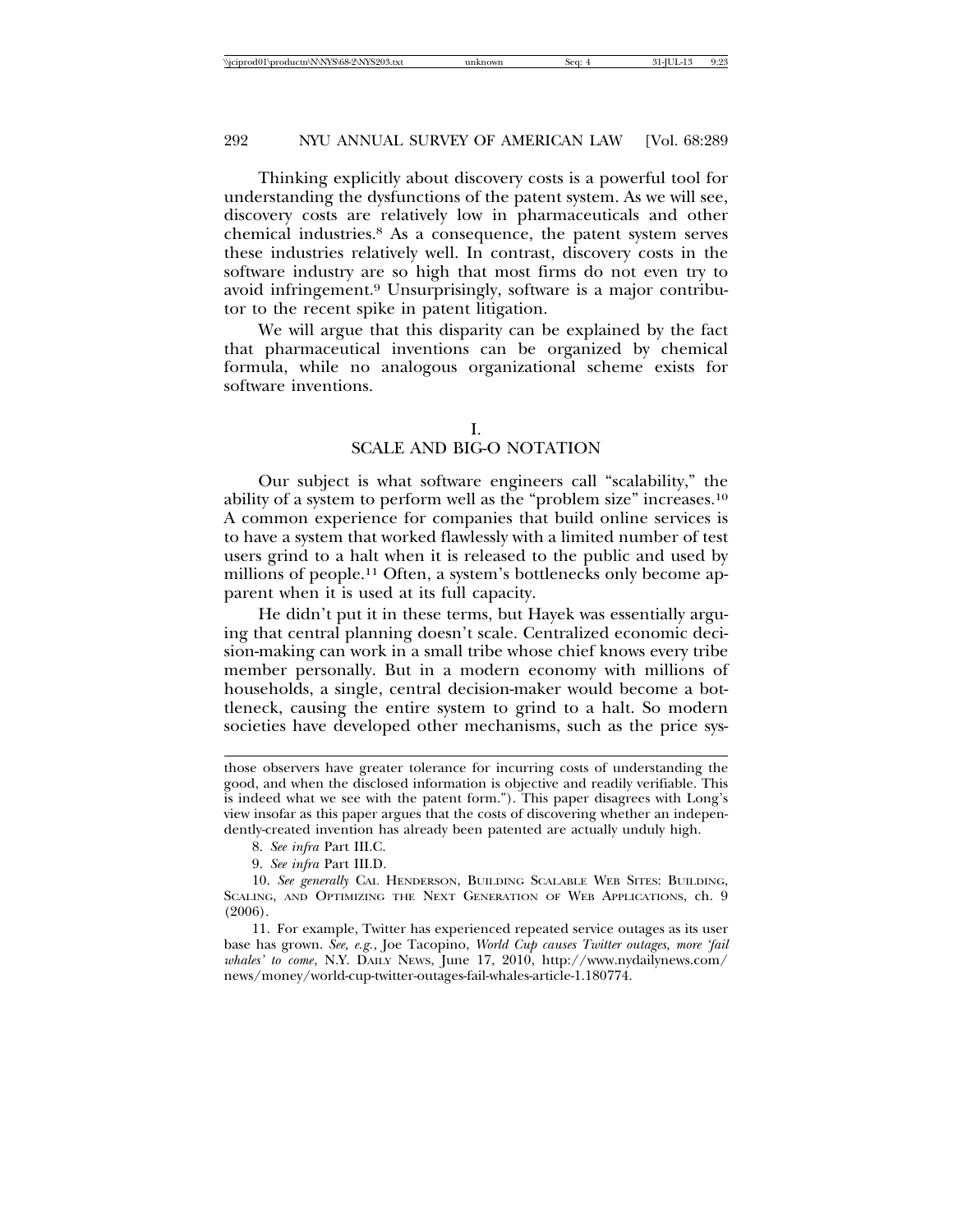Thinking explicitly about discovery costs is a powerful tool for understanding the dysfunctions of the patent system. As we will see, discovery costs are relatively low in pharmaceuticals and other chemical industries.[8] As a consequence, the patent system serves these industries relatively well. In contrast, discovery costs in the software industry are so high that most firms do not even try to avoid infringement.[9] Unsurprisingly, software is a major contributor to the recent spike in patent litigation.

We will argue that this disparity can be explained by the fact that pharmaceutical inventions can be organized by chemical formula, while no analogous organizational scheme exists for software inventions.

## I. SCALE AND BIG-O NOTATION

Our subject is what software engineers call "scalability," the ability of a system to perform well as the "problem size" increases.[10] A common experience for companies that build online services is to have a system that worked flawlessly with a limited number of test users grind to a halt when it is released to the public and used by millions of people.[11] Often, a system's bottlenecks only become apparent when it is used at its full capacity.

He didn't put it in these terms, but Hayek was essentially arguing that central planning doesn't scale. Centralized economic decision-making can work in a small tribe whose chief knows every tribe member personally. But in a modern economy with millions of households, a single, central decision-maker would become a bottleneck, causing the entire system to grind to a halt. So modern societies have developed other mechanisms, such as the price sys-

---

those observers have greater tolerance for incurring costs of understanding the good, and when the disclosed information is objective and readily verifiable. This is indeed what we see with the patent form."). This paper disagrees with Long's view insofar as this paper argues that the costs of discovering whether an independently-created invention has already been patented are actually unduly high.

8. *See infra* Part III.C.

9. *See infra* Part III.D.

10. *See generally* CAL HENDERSON, BUILDING SCALABLE WEB SITES: BUILDING, SCALING, AND OPTIMIZING THE NEXT GENERATION OF WEB APPLICATIONS, ch. 9 (2006).

11. For example, Twitter has experienced repeated service outages as its user base has grown. *See, e.g.*, Joe Tacopino, *World Cup causes Twitter outages, more 'fail whales' to come*, N.Y. DAILY NEWS, June 17, 2010, http://www.nydailynews.com/news/money/world-cup-twitter-outages-fail-whales-article-1.180774.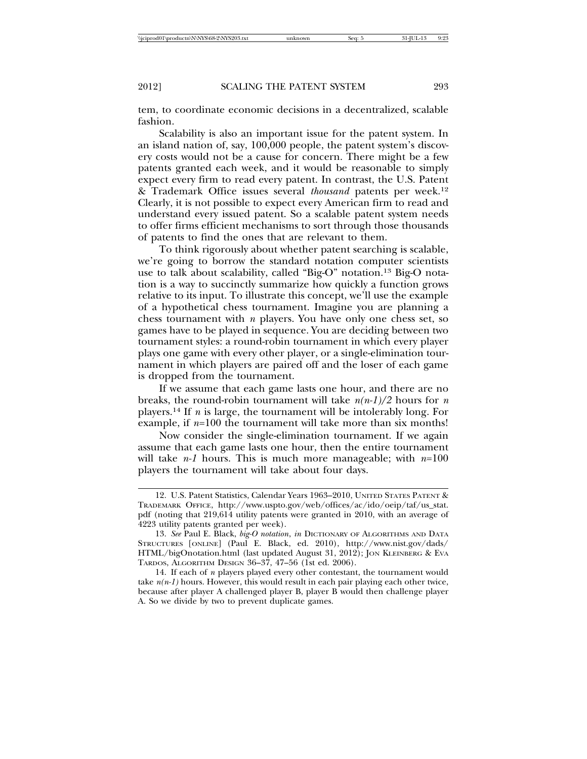tem, to coordinate economic decisions in a decentralized, scalable fashion.

Scalability is also an important issue for the patent system. In an island nation of, say, 100,000 people, the patent system's discovery costs would not be a cause for concern. There might be a few patents granted each week, and it would be reasonable to simply expect every firm to read every patent. In contrast, the U.S. Patent & Trademark Office issues several *thousand* patents per week.[12] Clearly, it is not possible to expect every American firm to read and understand every issued patent. So a scalable patent system needs to offer firms efficient mechanisms to sort through those thousands of patents to find the ones that are relevant to them.

To think rigorously about whether patent searching is scalable, we're going to borrow the standard notation computer scientists use to talk about scalability, called "Big-O" notation.[13] Big-O notation is a way to succinctly summarize how quickly a function grows relative to its input. To illustrate this concept, we'll use the example of a hypothetical chess tournament. Imagine you are planning a chess tournament with $n$ players. You have only one chess set, so games have to be played in sequence. You are deciding between two tournament styles: a round-robin tournament in which every player plays one game with every other player, or a single-elimination tournament in which players are paired off and the loser of each game is dropped from the tournament.

If we assume that each game lasts one hour, and there are no breaks, the round-robin tournament will take $n(n-1)/2$ hours for $n$ players.[14] If $n$ is large, the tournament will be intolerably long. For example, if $n$=100 the tournament will take more than six months!

Now consider the single-elimination tournament. If we again assume that each game lasts one hour, then the entire tournament will take $n-1$ hours. This is much more manageable; with $n$=100 players the tournament will take about four days.

---

12. U.S. Patent Statistics, Calendar Years 1963–2010, UNITED STATES PATENT & TRADEMARK OFFICE, http://www.uspto.gov/web/offices/ac/ido/oeip/taf/us_stat.pdf (noting that 219,614 utility patents were granted in 2010, with an average of 4223 utility patents granted per week).

13. *See* Paul E. Black, *big-O notation*, *in* DICTIONARY OF ALGORITHMS AND DATA STRUCTURES [ONLINE] (Paul E. Black, ed. 2010), http://www.nist.gov/dads/HTML/bigOnotation.html (last updated August 31, 2012); JON KLEINBERG & EVA TARDOS, ALGORITHM DESIGN 36–37, 47–56 (1st ed. 2006).

14. If each of $n$ players played every other contestant, the tournament would take $n(n-1)$ hours. However, this would result in each pair playing each other twice, because after player A challenged player B, player B would then challenge player A. So we divide by two to prevent duplicate games.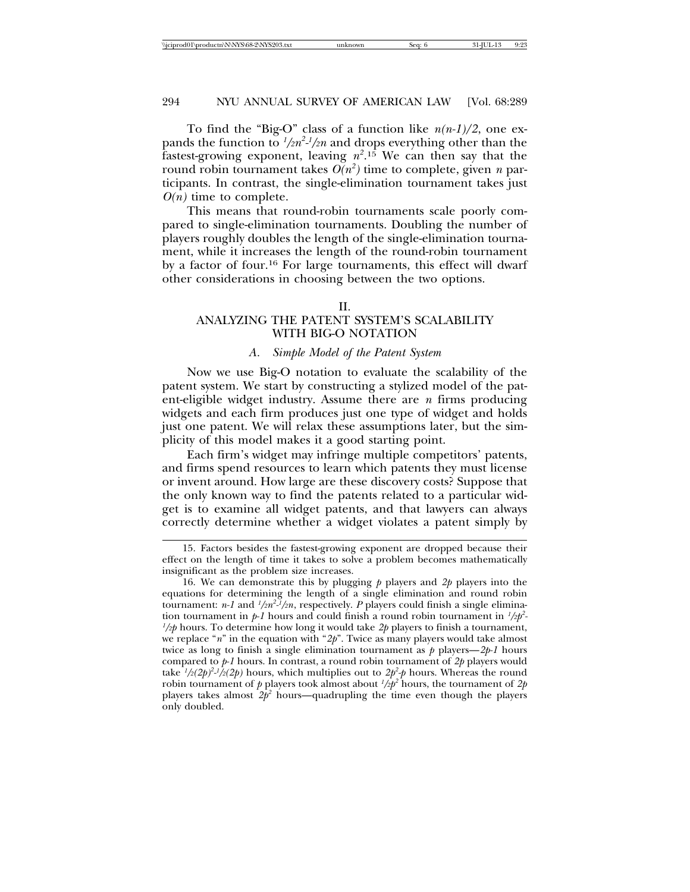To find the "Big-O" class of a function like $n(n-1)/2$, one expands the function to $\frac{1}{2}n^2 - \frac{1}{2}n$ and drops everything other than the fastest-growing exponent, leaving $n^2$.[15] We can then say that the round robin tournament takes $O(n^2)$ time to complete, given $n$ participants. In contrast, the single-elimination tournament takes just $O(n)$ time to complete.

This means that round-robin tournaments scale poorly compared to single-elimination tournaments. Doubling the number of players roughly doubles the length of the single-elimination tournament, while it increases the length of the round-robin tournament by a factor of four.[16] For large tournaments, this effect will dwarf other considerations in choosing between the two options.

## II. ANALYZING THE PATENT SYSTEM'S SCALABILITY WITH BIG-O NOTATION

### A. *Simple Model of the Patent System*

Now we use Big-O notation to evaluate the scalability of the patent system. We start by constructing a stylized model of the patent-eligible widget industry. Assume there are $n$ firms producing widgets and each firm produces just one type of widget and holds just one patent. We will relax these assumptions later, but the simplicity of this model makes it a good starting point.

Each firm's widget may infringe multiple competitors' patents, and firms spend resources to learn which patents they must license or invent around. How large are these discovery costs? Suppose that the only known way to find the patents related to a particular widget is to examine all widget patents, and that lawyers can always correctly determine whether a widget violates a patent simply by

---

15. Factors besides the fastest-growing exponent are dropped because their effect on the length of time it takes to solve a problem becomes mathematically insignificant as the problem size increases.

16. We can demonstrate this by plugging $p$ players and $2p$ players into the equations for determining the length of a single elimination and round robin tournament: $n$-$1$ and $\frac{1}{2}n^2 - \frac{1}{2}n$, respectively. $P$ players could finish a single elimination tournament in $p$-$1$ hours and could finish a round robin tournament in $\frac{1}{2}p^2 - \frac{1}{2}p$ hours. To determine how long it would take $2p$ players to finish a tournament, we replace "$n$" in the equation with "$2p$". Twice as many players would take almost twice as long to finish a single elimination tournament as $p$ players—$2p$-$1$ hours compared to $p$-$1$ hours. In contrast, a round robin tournament of $2p$ players would take $\frac{1}{2}(2p)^2 - \frac{1}{2}(2p)$ hours, which multiplies out to $2p^2$-$p$ hours. Whereas the round robin tournament of $p$ players took almost about $\frac{1}{2}p^2$ hours, the tournament of $2p$ players takes almost $2p^2$ hours—quadrupling the time even though the players only doubled.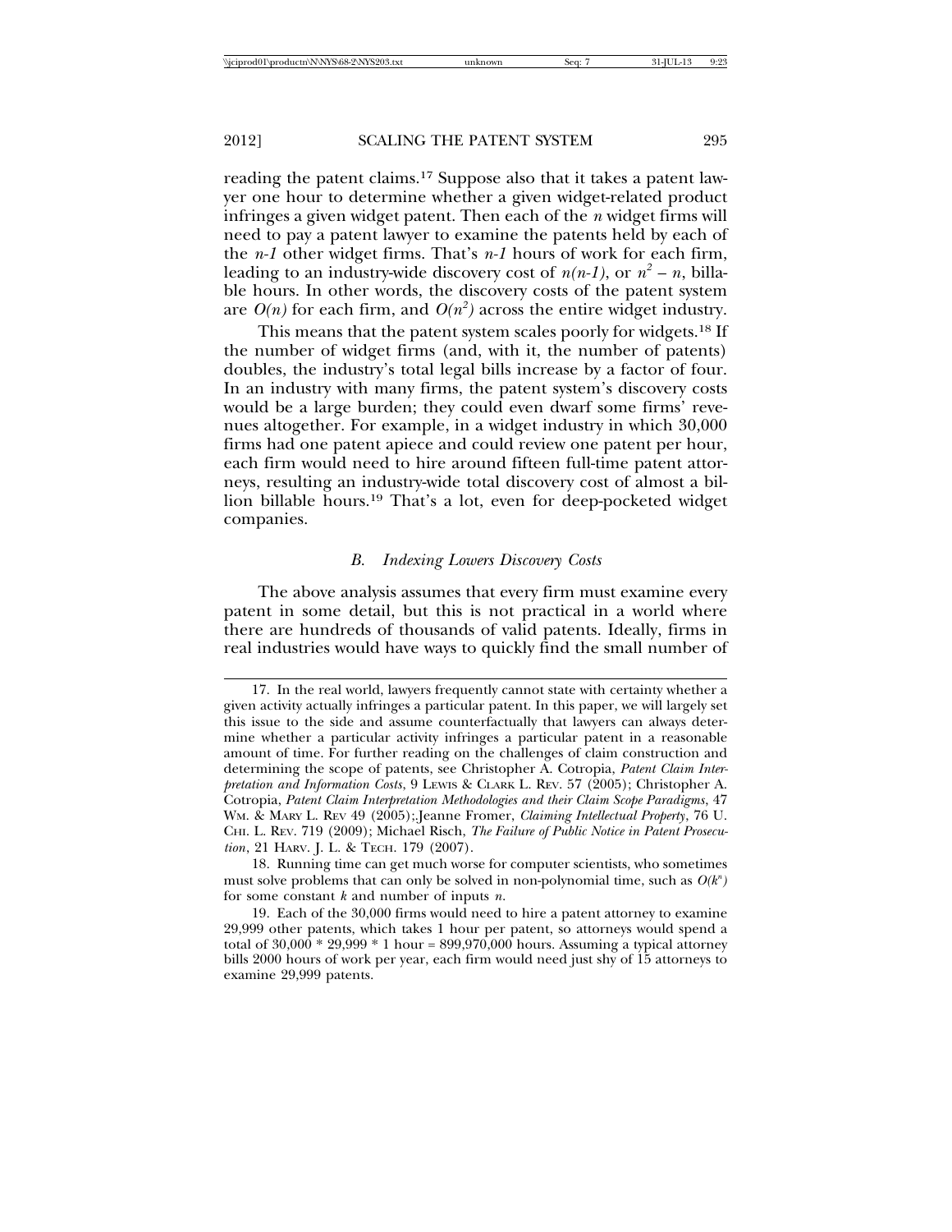reading the patent claims.[17] Suppose also that it takes a patent lawyer one hour to determine whether a given widget-related product infringes a given widget patent. Then each of the $n$ widget firms will need to pay a patent lawyer to examine the patents held by each of the $n$-$1$ other widget firms. That's $n$-$1$ hours of work for each firm, leading to an industry-wide discovery cost of $n(n$-$1)$, or $n^2 - n$, billable hours. In other words, the discovery costs of the patent system are $O(n)$ for each firm, and $O(n^2)$ across the entire widget industry.

This means that the patent system scales poorly for widgets.[18] If the number of widget firms (and, with it, the number of patents) doubles, the industry's total legal bills increase by a factor of four. In an industry with many firms, the patent system's discovery costs would be a large burden; they could even dwarf some firms' revenues altogether. For example, in a widget industry in which 30,000 firms had one patent apiece and could review one patent per hour, each firm would need to hire around fifteen full-time patent attorneys, resulting an industry-wide total discovery cost of almost a billion billable hours.[19] That's a lot, even for deep-pocketed widget companies.

### *B. Indexing Lowers Discovery Costs*

The above analysis assumes that every firm must examine every patent in some detail, but this is not practical in a world where there are hundreds of thousands of valid patents. Ideally, firms in real industries would have ways to quickly find the small number of

---

17. In the real world, lawyers frequently cannot state with certainty whether a given activity actually infringes a particular patent. In this paper, we will largely set this issue to the side and assume counterfactually that lawyers can always determine whether a particular activity infringes a particular patent in a reasonable amount of time. For further reading on the challenges of claim construction and determining the scope of patents, see Christopher A. Cotropia, *Patent Claim Interpretation and Information Costs*, 9 LEWIS & CLARK L. REV. 57 (2005); Christopher A. Cotropia, *Patent Claim Interpretation Methodologies and their Claim Scope Paradigms*, 47 WM. & MARY L. REV 49 (2005);.Jeanne Fromer, *Claiming Intellectual Property*, 76 U. CHI. L. REV. 719 (2009); Michael Risch, *The Failure of Public Notice in Patent Prosecution*, 21 HARV. J. L. & TECH. 179 (2007).

18. Running time can get much worse for computer scientists, who sometimes must solve problems that can only be solved in non-polynomial time, such as $O(k^n)$ for some constant $k$ and number of inputs $n$.

19. Each of the 30,000 firms would need to hire a patent attorney to examine 29,999 other patents, which takes 1 hour per patent, so attorneys would spend a total of 30,000 * 29,999 * 1 hour = 899,970,000 hours. Assuming a typical attorney bills 2000 hours of work per year, each firm would need just shy of 15 attorneys to examine 29,999 patents.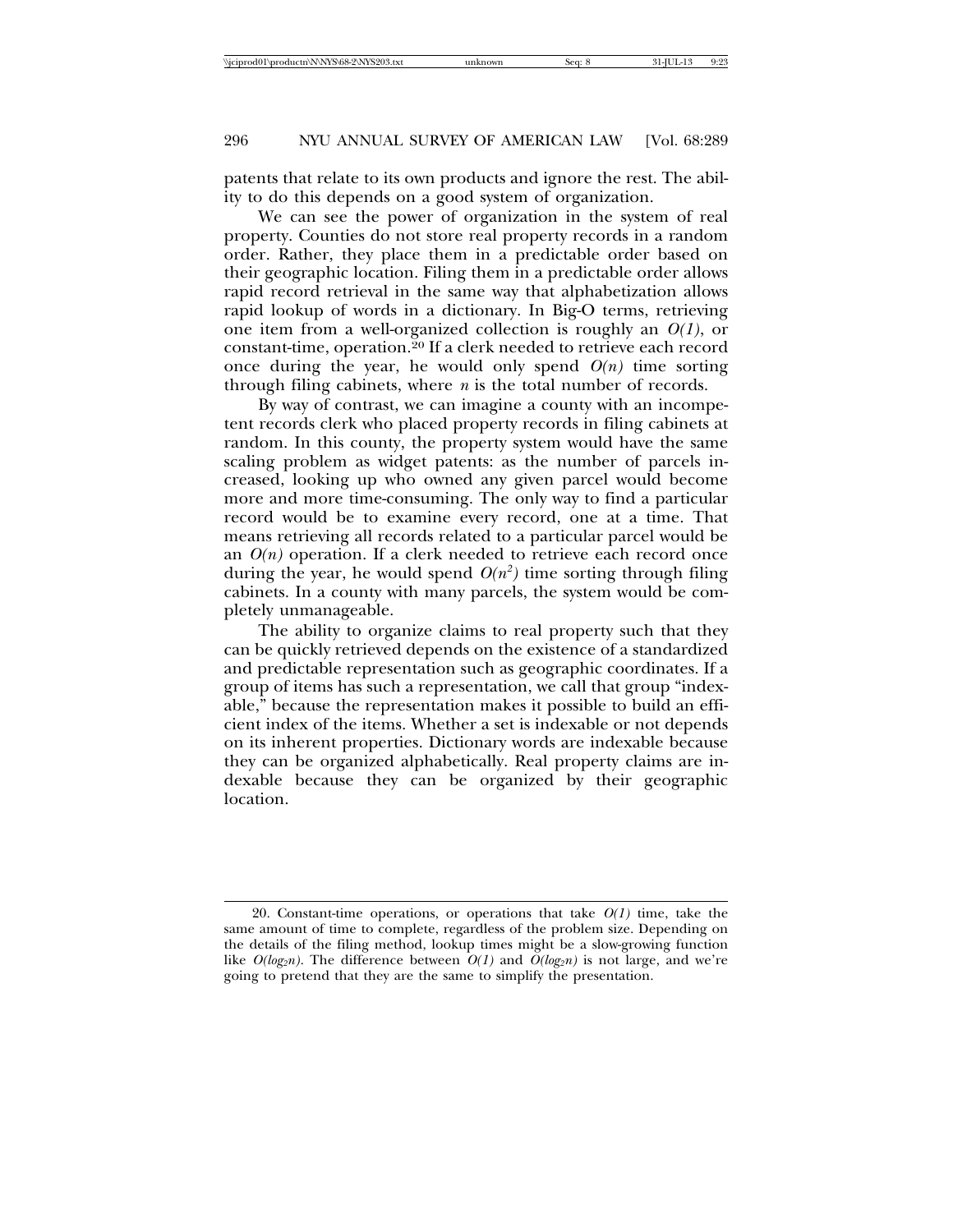patents that relate to its own products and ignore the rest. The ability to do this depends on a good system of organization.

We can see the power of organization in the system of real property. Counties do not store real property records in a random order. Rather, they place them in a predictable order based on their geographic location. Filing them in a predictable order allows rapid record retrieval in the same way that alphabetization allows rapid lookup of words in a dictionary. In Big-O terms, retrieving one item from a well-organized collection is roughly an $O(1)$, or constant-time, operation.[20] If a clerk needed to retrieve each record once during the year, he would only spend $O(n)$ time sorting through filing cabinets, where $n$ is the total number of records.

By way of contrast, we can imagine a county with an incompetent records clerk who placed property records in filing cabinets at random. In this county, the property system would have the same scaling problem as widget patents: as the number of parcels increased, looking up who owned any given parcel would become more and more time-consuming. The only way to find a particular record would be to examine every record, one at a time. That means retrieving all records related to a particular parcel would be an $O(n)$ operation. If a clerk needed to retrieve each record once during the year, he would spend $O(n^2)$ time sorting through filing cabinets. In a county with many parcels, the system would be completely unmanageable.

The ability to organize claims to real property such that they can be quickly retrieved depends on the existence of a standardized and predictable representation such as geographic coordinates. If a group of items has such a representation, we call that group "indexable," because the representation makes it possible to build an efficient index of the items. Whether a set is indexable or not depends on its inherent properties. Dictionary words are indexable because they can be organized alphabetically. Real property claims are indexable because they can be organized by their geographic location.

---

20. Constant-time operations, or operations that take $O(1)$ time, take the same amount of time to complete, regardless of the problem size. Depending on the details of the filing method, lookup times might be a slow-growing function like $O(\log_2 n)$. The difference between $O(1)$ and $O(\log_2 n)$ is not large, and we're going to pretend that they are the same to simplify the presentation.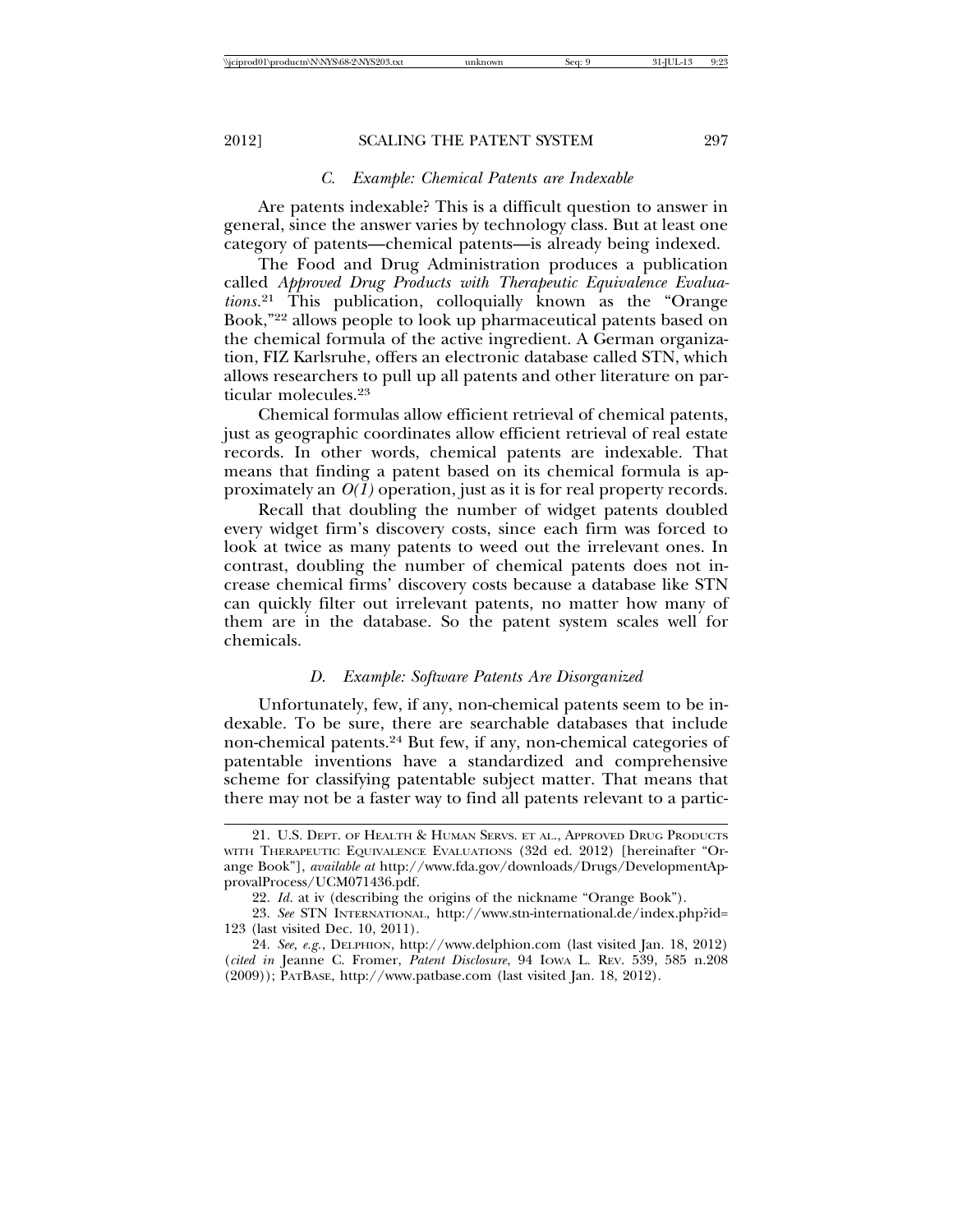### C. Example: Chemical Patents are Indexable

Are patents indexable? This is a difficult question to answer in general, since the answer varies by technology class. But at least one category of patents—chemical patents—is already being indexed.

The Food and Drug Administration produces a publication called *Approved Drug Products with Therapeutic Equivalence Evaluations*.[21] This publication, colloquially known as the "Orange Book,"[22] allows people to look up pharmaceutical patents based on the chemical formula of the active ingredient. A German organization, FIZ Karlsruhe, offers an electronic database called STN, which allows researchers to pull up all patents and other literature on particular molecules.[23]

Chemical formulas allow efficient retrieval of chemical patents, just as geographic coordinates allow efficient retrieval of real estate records. In other words, chemical patents are indexable. That means that finding a patent based on its chemical formula is approximately an $O(1)$ operation, just as it is for real property records.

Recall that doubling the number of widget patents doubled every widget firm's discovery costs, since each firm was forced to look at twice as many patents to weed out the irrelevant ones. In contrast, doubling the number of chemical patents does not increase chemical firms' discovery costs because a database like STN can quickly filter out irrelevant patents, no matter how many of them are in the database. So the patent system scales well for chemicals.

### D. Example: Software Patents Are Disorganized

Unfortunately, few, if any, non-chemical patents seem to be indexable. To be sure, there are searchable databases that include non-chemical patents.[24] But few, if any, non-chemical categories of patentable inventions have a standardized and comprehensive scheme for classifying patentable subject matter. That means that there may not be a faster way to find all patents relevant to a partic-

---

21. U.S. DEPT. OF HEALTH & HUMAN SERVS. ET AL., APPROVED DRUG PRODUCTS WITH THERAPEUTIC EQUIVALENCE EVALUATIONS (32d ed. 2012) [hereinafter "Orange Book"], *available at* http://www.fda.gov/downloads/Drugs/DevelopmentApprovalProcess/UCM071436.pdf.

22. *Id.* at iv (describing the origins of the nickname "Orange Book").

23. *See* STN INTERNATIONAL, http://www.stn-international.de/index.php?id=123 (last visited Dec. 10, 2011).

24. *See, e.g.*, DELPHION, http://www.delphion.com (last visited Jan. 18, 2012) (*cited in* Jeanne C. Fromer, *Patent Disclosure*, 94 IOWA L. REV. 539, 585 n.208 (2009)); PATBASE, http://www.patbase.com (last visited Jan. 18, 2012).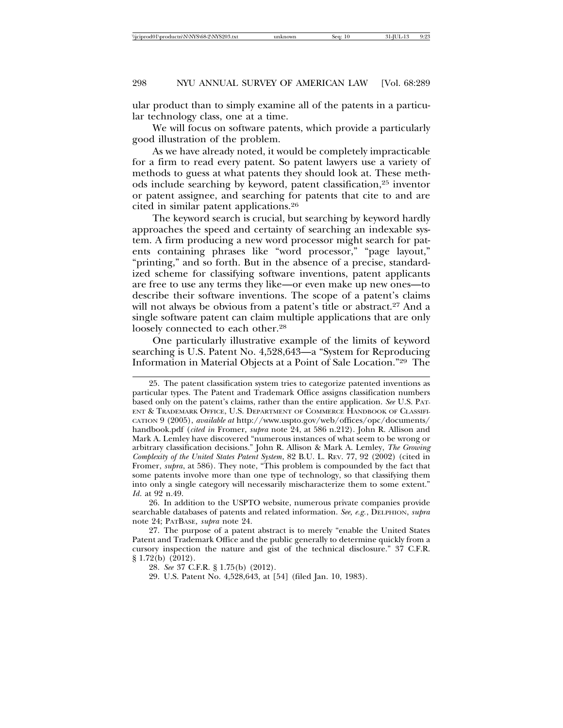ular product than to simply examine all of the patents in a particular technology class, one at a time.

We will focus on software patents, which provide a particularly good illustration of the problem.

As we have already noted, it would be completely impracticable for a firm to read every patent. So patent lawyers use a variety of methods to guess at what patents they should look at. These methods include searching by keyword, patent classification,[25] inventor or patent assignee, and searching for patents that cite to and are cited in similar patent applications.[26]

The keyword search is crucial, but searching by keyword hardly approaches the speed and certainty of searching an indexable system. A firm producing a new word processor might search for patents containing phrases like "word processor," "page layout," "printing," and so forth. But in the absence of a precise, standardized scheme for classifying software inventions, patent applicants are free to use any terms they like—or even make up new ones—to describe their software inventions. The scope of a patent's claims will not always be obvious from a patent's title or abstract.[27] And a single software patent can claim multiple applications that are only loosely connected to each other.[28]

One particularly illustrative example of the limits of keyword searching is U.S. Patent No. 4,528,643—a "System for Reproducing Information in Material Objects at a Point of Sale Location."[29] The

---

25. The patent classification system tries to categorize patented inventions as particular types. The Patent and Trademark Office assigns classification numbers based only on the patent's claims, rather than the entire application. *See* U.S. Patent & Trademark Office, U.S. Department of Commerce Handbook of Classification 9 (2005), *available at* http://www.uspto.gov/web/offices/opc/documents/handbook.pdf (*cited in* Fromer, *supra* note 24, at 586 n.212). John R. Allison and Mark A. Lemley have discovered "numerous instances of what seem to be wrong or arbitrary classification decisions." John R. Allison & Mark A. Lemley, *The Growing Complexity of the United States Patent System*, 82 B.U. L. Rev. 77, 92 (2002) (cited in Fromer, *supra*, at 586). They note, "This problem is compounded by the fact that some patents involve more than one type of technology, so that classifying them into only a single category will necessarily mischaracterize them to some extent." *Id.* at 92 n.49.

26. In addition to the USPTO website, numerous private companies provide searchable databases of patents and related information. *See, e.g.*, Delphion, *supra* note 24; PatBase, *supra* note 24.

27. The purpose of a patent abstract is to merely "enable the United States Patent and Trademark Office and the public generally to determine quickly from a cursory inspection the nature and gist of the technical disclosure." 37 C.F.R. § 1.72(b) (2012).

28. *See* 37 C.F.R. § 1.75(b) (2012).

29. U.S. Patent No. 4,528,643, at [54] (filed Jan. 10, 1983).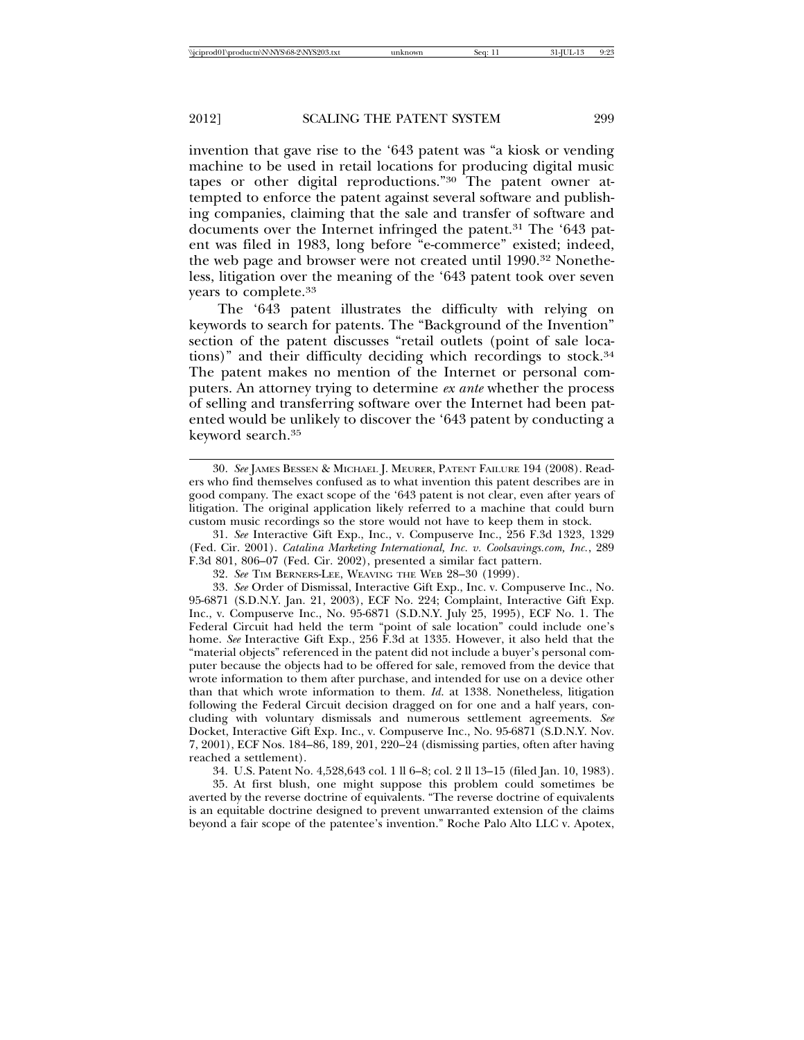invention that gave rise to the '643 patent was "a kiosk or vending machine to be used in retail locations for producing digital music tapes or other digital reproductions."[30] The patent owner attempted to enforce the patent against several software and publishing companies, claiming that the sale and transfer of software and documents over the Internet infringed the patent.[31] The '643 patent was filed in 1983, long before "e-commerce" existed; indeed, the web page and browser were not created until 1990.[32] Nonetheless, litigation over the meaning of the '643 patent took over seven years to complete.[33]

The '643 patent illustrates the difficulty with relying on keywords to search for patents. The "Background of the Invention" section of the patent discusses "retail outlets (point of sale locations)" and their difficulty deciding which recordings to stock.[34] The patent makes no mention of the Internet or personal computers. An attorney trying to determine *ex ante* whether the process of selling and transferring software over the Internet had been patented would be unlikely to discover the '643 patent by conducting a keyword search.[35]

---

30. *See* JAMES BESSEN & MICHAEL J. MEURER, PATENT FAILURE 194 (2008). Readers who find themselves confused as to what invention this patent describes are in good company. The exact scope of the '643 patent is not clear, even after years of litigation. The original application likely referred to a machine that could burn custom music recordings so the store would not have to keep them in stock.

31. *See* Interactive Gift Exp., Inc., v. Compuserve Inc., 256 F.3d 1323, 1329 (Fed. Cir. 2001). *Catalina Marketing International, Inc. v. Coolsavings.com, Inc.*, 289 F.3d 801, 806–07 (Fed. Cir. 2002), presented a similar fact pattern.

32. *See* TIM BERNERS-LEE, WEAVING THE WEB 28–30 (1999).

33. *See* Order of Dismissal, Interactive Gift Exp., Inc. v. Compuserve Inc., No. 95-6871 (S.D.N.Y. Jan. 21, 2003), ECF No. 224; Complaint, Interactive Gift Exp. Inc., v. Compuserve Inc., No. 95-6871 (S.D.N.Y. July 25, 1995), ECF No. 1. The Federal Circuit had held the term "point of sale location" could include one's home. *See* Interactive Gift Exp., 256 F.3d at 1335. However, it also held that the "material objects" referenced in the patent did not include a buyer's personal computer because the objects had to be offered for sale, removed from the device that wrote information to them after purchase, and intended for use on a device other than that which wrote information to them. *Id.* at 1338. Nonetheless, litigation following the Federal Circuit decision dragged on for one and a half years, concluding with voluntary dismissals and numerous settlement agreements. *See* Docket, Interactive Gift Exp. Inc., v. Compuserve Inc., No. 95-6871 (S.D.N.Y. Nov. 7, 2001), ECF Nos. 184–86, 189, 201, 220–24 (dismissing parties, often after having reached a settlement).

34. U.S. Patent No. 4,528,643 col. 1 ll 6–8; col. 2 ll 13–15 (filed Jan. 10, 1983).

35. At first blush, one might suppose this problem could sometimes be averted by the reverse doctrine of equivalents. "The reverse doctrine of equivalents is an equitable doctrine designed to prevent unwarranted extension of the claims beyond a fair scope of the patentee's invention." Roche Palo Alto LLC v. Apotex,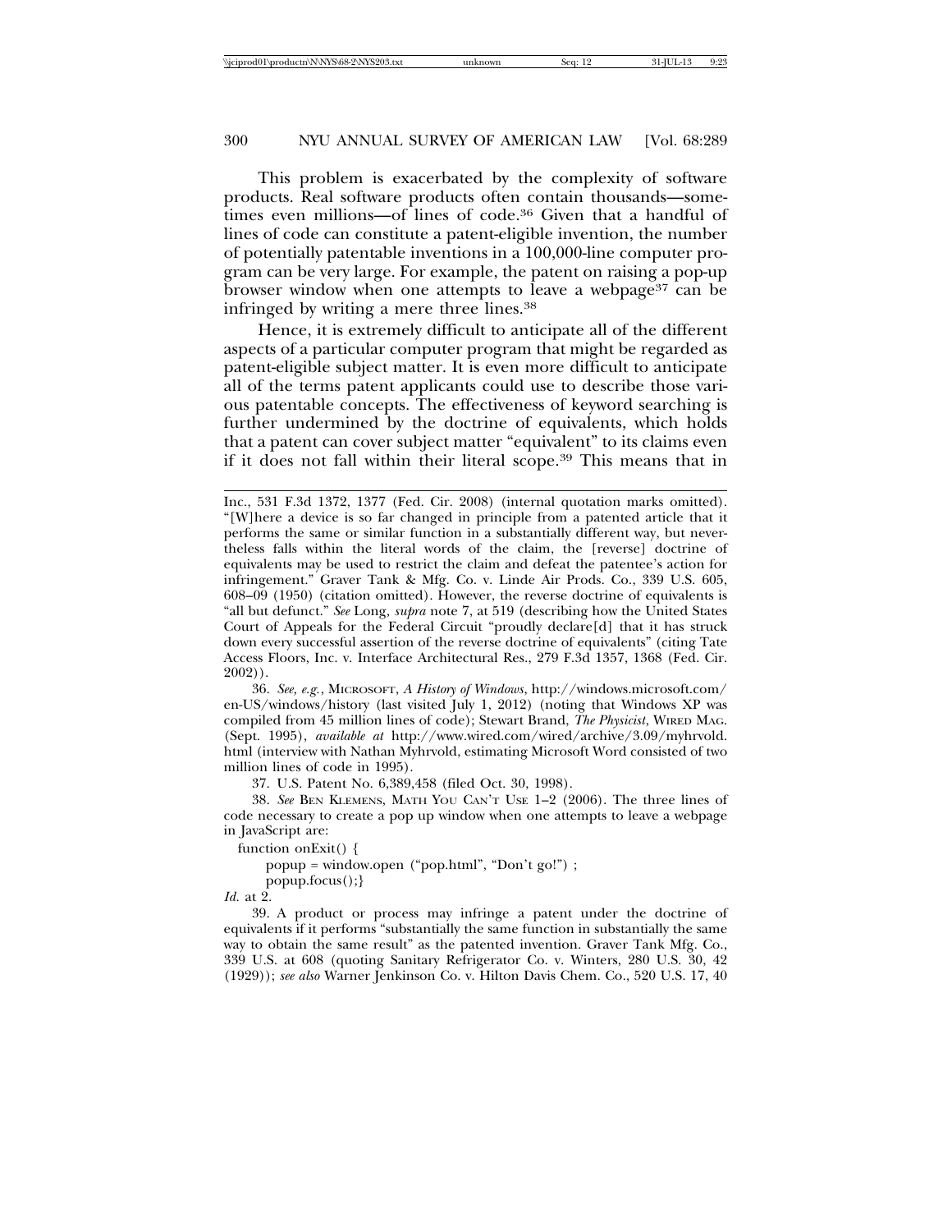This problem is exacerbated by the complexity of software products. Real software products often contain thousands—sometimes even millions—of lines of code.[36] Given that a handful of lines of code can constitute a patent-eligible invention, the number of potentially patentable inventions in a 100,000-line computer program can be very large. For example, the patent on raising a pop-up browser window when one attempts to leave a webpage[37] can be infringed by writing a mere three lines.[38]

Hence, it is extremely difficult to anticipate all of the different aspects of a particular computer program that might be regarded as patent-eligible subject matter. It is even more difficult to anticipate all of the terms patent applicants could use to describe those various patentable concepts. The effectiveness of keyword searching is further undermined by the doctrine of equivalents, which holds that a patent can cover subject matter "equivalent" to its claims even if it does not fall within their literal scope.[39] This means that in

---

Inc., 531 F.3d 1372, 1377 (Fed. Cir. 2008) (internal quotation marks omitted). "[W]here a device is so far changed in principle from a patented article that it performs the same or similar function in a substantially different way, but nevertheless falls within the literal words of the claim, the [reverse] doctrine of equivalents may be used to restrict the claim and defeat the patentee's action for infringement." Graver Tank & Mfg. Co. v. Linde Air Prods. Co., 339 U.S. 605, 608–09 (1950) (citation omitted). However, the reverse doctrine of equivalents is "all but defunct." *See* Long, *supra* note 7, at 519 (describing how the United States Court of Appeals for the Federal Circuit "proudly declare[d] that it has struck down every successful assertion of the reverse doctrine of equivalents" (citing Tate Access Floors, Inc. v. Interface Architectural Res., 279 F.3d 1357, 1368 (Fed. Cir. 2002)).

36. *See, e.g.*, MICROSOFT, *A History of Windows*, http://windows.microsoft.com/en-US/windows/history (last visited July 1, 2012) (noting that Windows XP was compiled from 45 million lines of code); Stewart Brand, *The Physicist*, WIRED MAG. (Sept. 1995), *available at* http://www.wired.com/wired/archive/3.09/myhrvold.html (interview with Nathan Myhrvold, estimating Microsoft Word consisted of two million lines of code in 1995).

37. U.S. Patent No. 6,389,458 (filed Oct. 30, 1998).

38. *See* BEN KLEMENS, MATH YOU CAN'T USE 1–2 (2006). The three lines of code necessary to create a pop up window when one attempts to leave a webpage in JavaScript are:

```
function onExit() {
    popup = window.open ("pop.html", "Don't go!") ;
    popup.focus();}
```

*Id.* at 2.

39. A product or process may infringe a patent under the doctrine of equivalents if it performs "substantially the same function in substantially the same way to obtain the same result" as the patented invention. Graver Tank Mfg. Co., 339 U.S. at 608 (quoting Sanitary Refrigerator Co. v. Winters, 280 U.S. 30, 42 (1929)); *see also* Warner Jenkinson Co. v. Hilton Davis Chem. Co., 520 U.S. 17, 40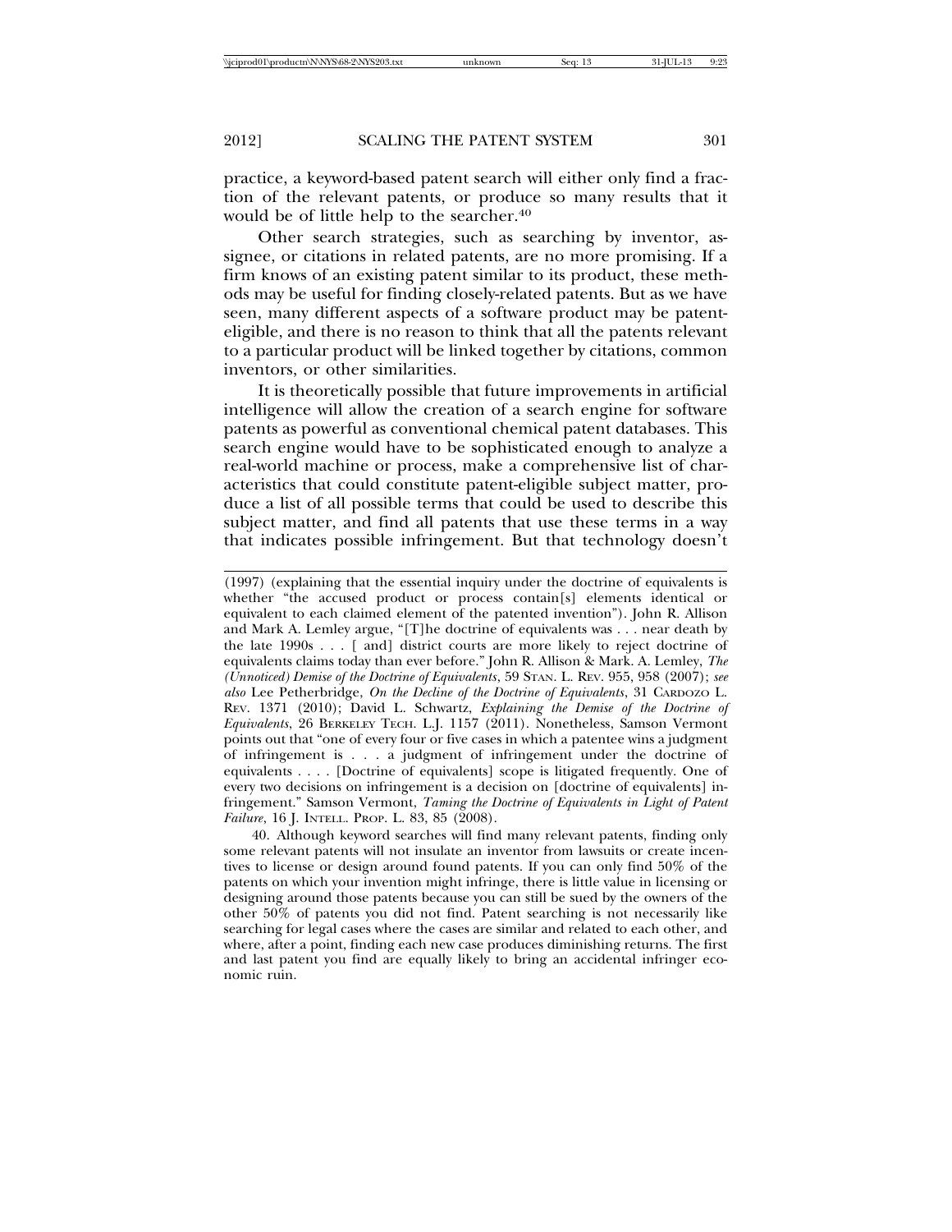practice, a keyword-based patent search will either only find a fraction of the relevant patents, or produce so many results that it would be of little help to the searcher.[40]

Other search strategies, such as searching by inventor, assignee, or citations in related patents, are no more promising. If a firm knows of an existing patent similar to its product, these methods may be useful for finding closely-related patents. But as we have seen, many different aspects of a software product may be patent-eligible, and there is no reason to think that all the patents relevant to a particular product will be linked together by citations, common inventors, or other similarities.

It is theoretically possible that future improvements in artificial intelligence will allow the creation of a search engine for software patents as powerful as conventional chemical patent databases. This search engine would have to be sophisticated enough to analyze a real-world machine or process, make a comprehensive list of characteristics that could constitute patent-eligible subject matter, produce a list of all possible terms that could be used to describe this subject matter, and find all patents that use these terms in a way that indicates possible infringement. But that technology doesn't

---

(1997) (explaining that the essential inquiry under the doctrine of equivalents is whether "the accused product or process contain[s] elements identical or equivalent to each claimed element of the patented invention"). John R. Allison and Mark A. Lemley argue, "[T]he doctrine of equivalents was . . . near death by the late 1990s . . . [ and] district courts are more likely to reject doctrine of equivalents claims today than ever before." John R. Allison & Mark. A. Lemley, *The (Unnoticed) Demise of the Doctrine of Equivalents*, 59 STAN. L. REV. 955, 958 (2007); *see also* Lee Petherbridge, *On the Decline of the Doctrine of Equivalents*, 31 CARDOZO L. REV. 1371 (2010); David L. Schwartz, *Explaining the Demise of the Doctrine of Equivalents*, 26 BERKELEY TECH. L.J. 1157 (2011). Nonetheless, Samson Vermont points out that "one of every four or five cases in which a patentee wins a judgment of infringement is . . . a judgment of infringement under the doctrine of equivalents . . . . [Doctrine of equivalents] scope is litigated frequently. One of every two decisions on infringement is a decision on [doctrine of equivalents] infringement." Samson Vermont, *Taming the Doctrine of Equivalents in Light of Patent Failure*, 16 J. INTELL. PROP. L. 83, 85 (2008).

40. Although keyword searches will find many relevant patents, finding only some relevant patents will not insulate an inventor from lawsuits or create incentives to license or design around found patents. If you can only find 50% of the patents on which your invention might infringe, there is little value in licensing or designing around those patents because you can still be sued by the owners of the other 50% of patents you did not find. Patent searching is not necessarily like searching for legal cases where the cases are similar and related to each other, and where, after a point, finding each new case produces diminishing returns. The first and last patent you find are equally likely to bring an accidental infringer economic ruin.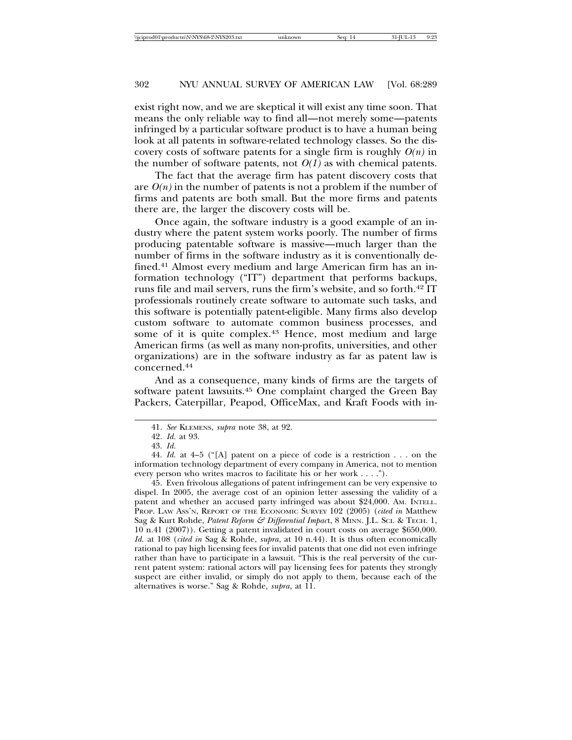exist right now, and we are skeptical it will exist any time soon. That means the only reliable way to find all—not merely some—patents infringed by a particular software product is to have a human being look at all patents in software-related technology classes. So the discovery costs of software patents for a single firm is roughly $O(n)$ in the number of software patents, not $O(1)$ as with chemical patents.

The fact that the average firm has patent discovery costs that are $O(n)$ in the number of patents is not a problem if the number of firms and patents are both small. But the more firms and patents there are, the larger the discovery costs will be.

Once again, the software industry is a good example of an industry where the patent system works poorly. The number of firms producing patentable software is massive—much larger than the number of firms in the software industry as it is conventionally defined.[41] Almost every medium and large American firm has an information technology ("IT") department that performs backups, runs file and mail servers, runs the firm's website, and so forth.[42] IT professionals routinely create software to automate such tasks, and this software is potentially patent-eligible. Many firms also develop custom software to automate common business processes, and some of it is quite complex.[43] Hence, most medium and large American firms (as well as many non-profits, universities, and other organizations) are in the software industry as far as patent law is concerned.[44]

And as a consequence, many kinds of firms are the targets of software patent lawsuits.[45] One complaint charged the Green Bay Packers, Caterpillar, Peapod, OfficeMax, and Kraft Foods with in-

---

41. *See* KLEMENS, *supra* note 38, at 92.

42. *Id.* at 93.

43. *Id.*

44. *Id.* at 4–5 ("[A] patent on a piece of code is a restriction . . . on the information technology department of every company in America, not to mention every person who writes macros to facilitate his or her work . . . .").

45. Even frivolous allegations of patent infringement can be very expensive to dispel. In 2005, the average cost of an opinion letter assessing the validity of a patent and whether an accused party infringed was about $24,000. AM. INTELL. PROP. LAW ASS'N, REPORT OF THE ECONOMIC SURVEY 102 (2005) (*cited in* Matthew Sag & Kurt Rohde, *Patent Reform & Differential Impact*, 8 MINN. J.L. SCI. & TECH. 1, 10 n.41 (2007)). Getting a patent invalidated in court costs on average $650,000. *Id.* at 108 (*cited in* Sag & Rohde, *supra*, at 10 n.44). It is thus often economically rational to pay high licensing fees for invalid patents that one did not even infringe rather than have to participate in a lawsuit. "This is the real perversity of the current patent system: rational actors will pay licensing fees for patents they strongly suspect are either invalid, or simply do not apply to them, because each of the alternatives is worse." Sag & Rohde, *supra*, at 11.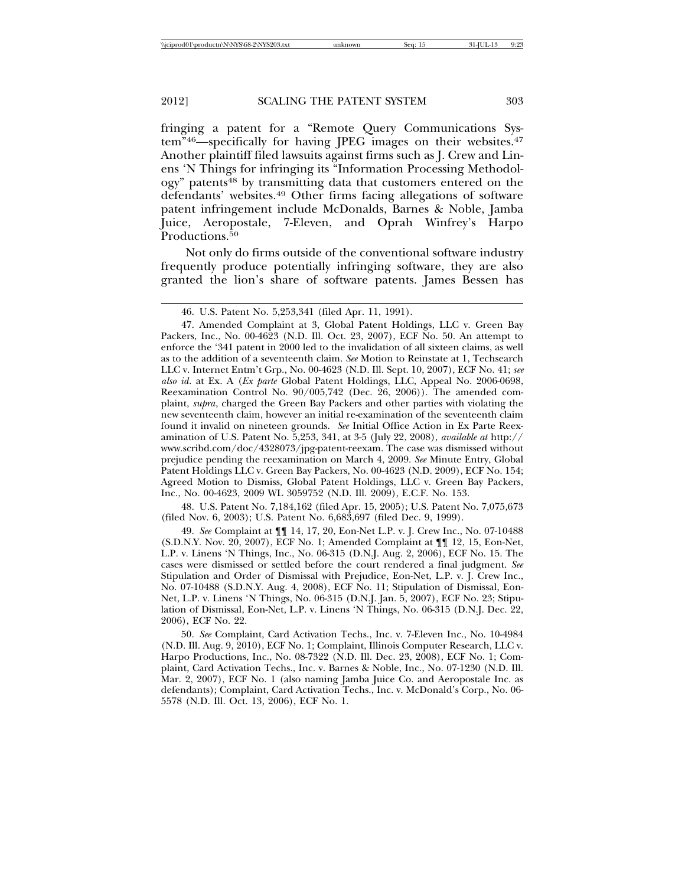fringing a patent for a "Remote Query Communications System"[46]—specifically for having JPEG images on their websites.[47] Another plaintiff filed lawsuits against firms such as J. Crew and Linens 'N Things for infringing its "Information Processing Methodology" patents[48] by transmitting data that customers entered on the defendants' websites.[49] Other firms facing allegations of software patent infringement include McDonalds, Barnes & Noble, Jamba Juice, Aeropostale, 7-Eleven, and Oprah Winfrey's Harpo Productions.[50]

Not only do firms outside of the conventional software industry frequently produce potentially infringing software, they are also granted the lion's share of software patents. James Bessen has

---

46. U.S. Patent No. 5,253,341 (filed Apr. 11, 1991).

47. Amended Complaint at 3, Global Patent Holdings, LLC v. Green Bay Packers, Inc., No. 00-4623 (N.D. Ill. Oct. 23, 2007), ECF No. 50. An attempt to enforce the '341 patent in 2000 led to the invalidation of all sixteen claims, as well as to the addition of a seventeenth claim. *See* Motion to Reinstate at 1, Techsearch LLC v. Internet Entm't Grp., No. 00-4623 (N.D. Ill. Sept. 10, 2007), ECF No. 41; *see also id.* at Ex. A (*Ex parte* Global Patent Holdings, LLC, Appeal No. 2006-0698, Reexamination Control No. 90/005,742 (Dec. 26, 2006)). The amended complaint, *supra*, charged the Green Bay Packers and other parties with violating the new seventeenth claim, however an initial re-examination of the seventeenth claim found it invalid on nineteen grounds. *See* Initial Office Action in Ex Parte Reexamination of U.S. Patent No. 5,253, 341, at 3-5 (July 22, 2008), *available at* http://www.scribd.com/doc/4328073/jpg-patent-reexam. The case was dismissed without prejudice pending the reexamination on March 4, 2009. *See* Minute Entry, Global Patent Holdings LLC v. Green Bay Packers, No. 00-4623 (N.D. 2009), ECF No. 154; Agreed Motion to Dismiss, Global Patent Holdings, LLC v. Green Bay Packers, Inc., No. 00-4623, 2009 WL 3059752 (N.D. Ill. 2009), E.C.F. No. 153.

48. U.S. Patent No. 7,184,162 (filed Apr. 15, 2005); U.S. Patent No. 7,075,673 (filed Nov. 6, 2003); U.S. Patent No. 6,683,697 (filed Dec. 9, 1999).

49. *See* Complaint at ¶¶ 14, 17, 20, Eon-Net L.P. v. J. Crew Inc., No. 07-10488 (S.D.N.Y. Nov. 20, 2007), ECF No. 1; Amended Complaint at ¶¶ 12, 15, Eon-Net, L.P. v. Linens 'N Things, Inc., No. 06-315 (D.N.J. Aug. 2, 2006), ECF No. 15. The cases were dismissed or settled before the court rendered a final judgment. *See* Stipulation and Order of Dismissal with Prejudice, Eon-Net, L.P. v. J. Crew Inc., No. 07-10488 (S.D.N.Y. Aug. 4, 2008), ECF No. 11; Stipulation of Dismissal, Eon-Net, L.P. v. Linens 'N Things, No. 06-315 (D.N.J. Jan. 5, 2007), ECF No. 23; Stipulation of Dismissal, Eon-Net, L.P. v. Linens 'N Things, No. 06-315 (D.N.J. Dec. 22, 2006), ECF No. 22.

50. *See* Complaint, Card Activation Techs., Inc. v. 7-Eleven Inc., No. 10-4984 (N.D. Ill. Aug. 9, 2010), ECF No. 1; Complaint, Illinois Computer Research, LLC v. Harpo Productions, Inc., No. 08-7322 (N.D. Ill. Dec. 23, 2008), ECF No. 1; Complaint, Card Activation Techs., Inc. v. Barnes & Noble, Inc., No. 07-1230 (N.D. Ill. Mar. 2, 2007), ECF No. 1 (also naming Jamba Juice Co. and Aeropostale Inc. as defendants); Complaint, Card Activation Techs., Inc. v. McDonald's Corp., No. 06-5578 (N.D. Ill. Oct. 13, 2006), ECF No. 1.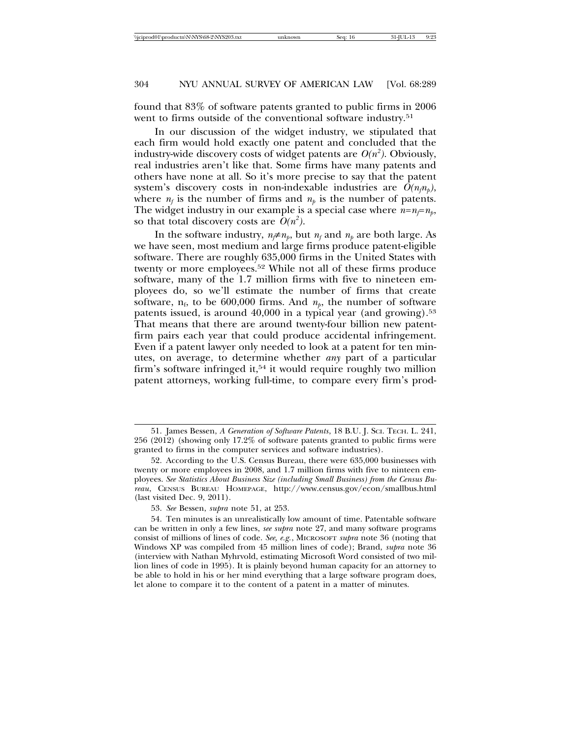found that 83% of software patents granted to public firms in 2006 went to firms outside of the conventional software industry.[51]

In our discussion of the widget industry, we stipulated that each firm would hold exactly one patent and concluded that the industry-wide discovery costs of widget patents are $O(n^2)$. Obviously, real industries aren't like that. Some firms have many patents and others have none at all. So it's more precise to say that the patent system's discovery costs in non-indexable industries are $O(n_f n_p)$, where $n_f$ is the number of firms and $n_p$ is the number of patents. The widget industry in our example is a special case where $n=n_f=n_p$, so that total discovery costs are $O(n^2)$.

In the software industry, $n_f \neq n_p$, but $n_f$ and $n_p$ are both large. As we have seen, most medium and large firms produce patent-eligible software. There are roughly 635,000 firms in the United States with twenty or more employees.[52] While not all of these firms produce software, many of the 1.7 million firms with five to nineteen employees do, so we'll estimate the number of firms that create software, $n_f$, to be 600,000 firms. And $n_p$, the number of software patents issued, is around 40,000 in a typical year (and growing).[53] That means that there are around twenty-four billion new patent-firm pairs each year that could produce accidental infringement. Even if a patent lawyer only needed to look at a patent for ten minutes, on average, to determine whether *any* part of a particular firm's software infringed it,[54] it would require roughly two million patent attorneys, working full-time, to compare every firm's prod-

---

51. James Bessen, *A Generation of Software Patents*, 18 B.U. J. SCI. TECH. L. 241, 256 (2012) (showing only 17.2% of software patents granted to public firms were granted to firms in the computer services and software industries).

52. According to the U.S. Census Bureau, there were 635,000 businesses with twenty or more employees in 2008, and 1.7 million firms with five to ninteen employees. *See Statistics About Business Size (including Small Business) from the Census Bureau*, CENSUS BUREAU HOMEPAGE, http://www.census.gov/econ/smallbus.html (last visited Dec. 9, 2011).

53. *See* Bessen, *supra* note 51, at 253.

54. Ten minutes is an unrealistically low amount of time. Patentable software can be written in only a few lines, *see supra* note 27, and many software programs consist of millions of lines of code. *See, e.g.*, MICROSOFT *supra* note 36 (noting that Windows XP was compiled from 45 million lines of code); Brand, *supra* note 36 (interview with Nathan Myhrvold, estimating Microsoft Word consisted of two million lines of code in 1995). It is plainly beyond human capacity for an attorney to be able to hold in his or her mind everything that a large software program does, let alone to compare it to the content of a patent in a matter of minutes.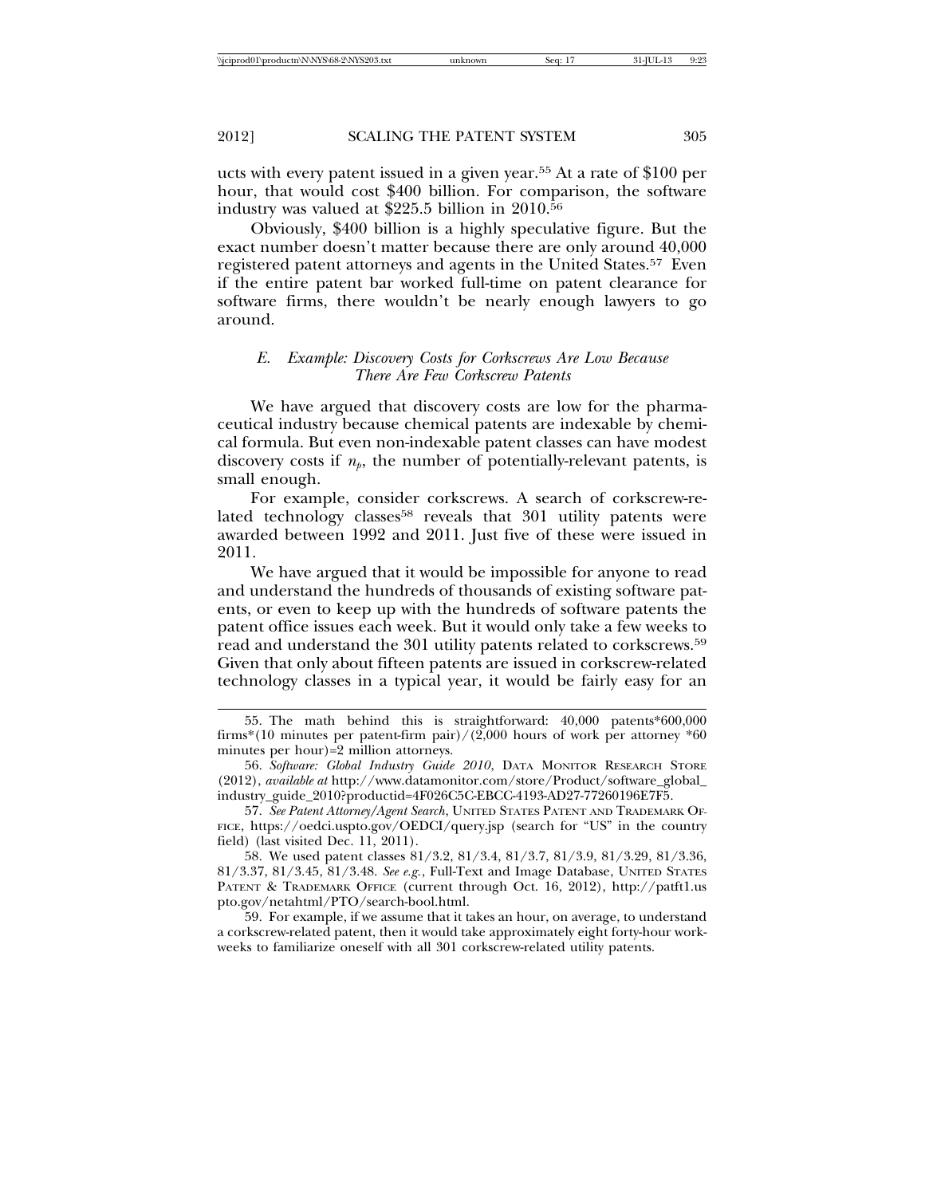ucts with every patent issued in a given year.[55] At a rate of $100 per hour, that would cost $400 billion. For comparison, the software industry was valued at $225.5 billion in 2010.[56]

Obviously, $400 billion is a highly speculative figure. But the exact number doesn't matter because there are only around 40,000 registered patent attorneys and agents in the United States.[57] Even if the entire patent bar worked full-time on patent clearance for software firms, there wouldn't be nearly enough lawyers to go around.

### *E. Example: Discovery Costs for Corkscrews Are Low Because There Are Few Corkscrew Patents*

We have argued that discovery costs are low for the pharmaceutical industry because chemical patents are indexable by chemical formula. But even non-indexable patent classes can have modest discovery costs if $n_p$, the number of potentially-relevant patents, is small enough.

For example, consider corkscrews. A search of corkscrew-related technology classes[58] reveals that 301 utility patents were awarded between 1992 and 2011. Just five of these were issued in 2011.

We have argued that it would be impossible for anyone to read and understand the hundreds of thousands of existing software patents, or even to keep up with the hundreds of software patents the patent office issues each week. But it would only take a few weeks to read and understand the 301 utility patents related to corkscrews.[59] Given that only about fifteen patents are issued in corkscrew-related technology classes in a typical year, it would be fairly easy for an

---

55. The math behind this is straightforward: 40,000 patents*600,000 firms*(10 minutes per patent-firm pair)/(2,000 hours of work per attorney *60 minutes per hour)=2 million attorneys.

56. *Software: Global Industry Guide 2010*, DATA MONITOR RESEARCH STORE (2012), *available at* http://www.datamonitor.com/store/Product/software_global_industry_guide_2010?productid=4F026C5C-EBCC-4193-AD27-77260196E7F5.

57. *See Patent Attorney/Agent Search*, UNITED STATES PATENT AND TRADEMARK OFFICE, https://oedci.uspto.gov/OEDCI/query.jsp (search for "US" in the country field) (last visited Dec. 11, 2011).

58. We used patent classes 81/3.2, 81/3.4, 81/3.7, 81/3.9, 81/3.29, 81/3.36, 81/3.37, 81/3.45, 81/3.48. *See e.g.*, Full-Text and Image Database, UNITED STATES PATENT & TRADEMARK OFFICE (current through Oct. 16, 2012), http://patft1.uspto.gov/netahtml/PTO/search-bool.html.

59. For example, if we assume that it takes an hour, on average, to understand a corkscrew-related patent, then it would take approximately eight forty-hour workweeks to familiarize oneself with all 301 corkscrew-related utility patents.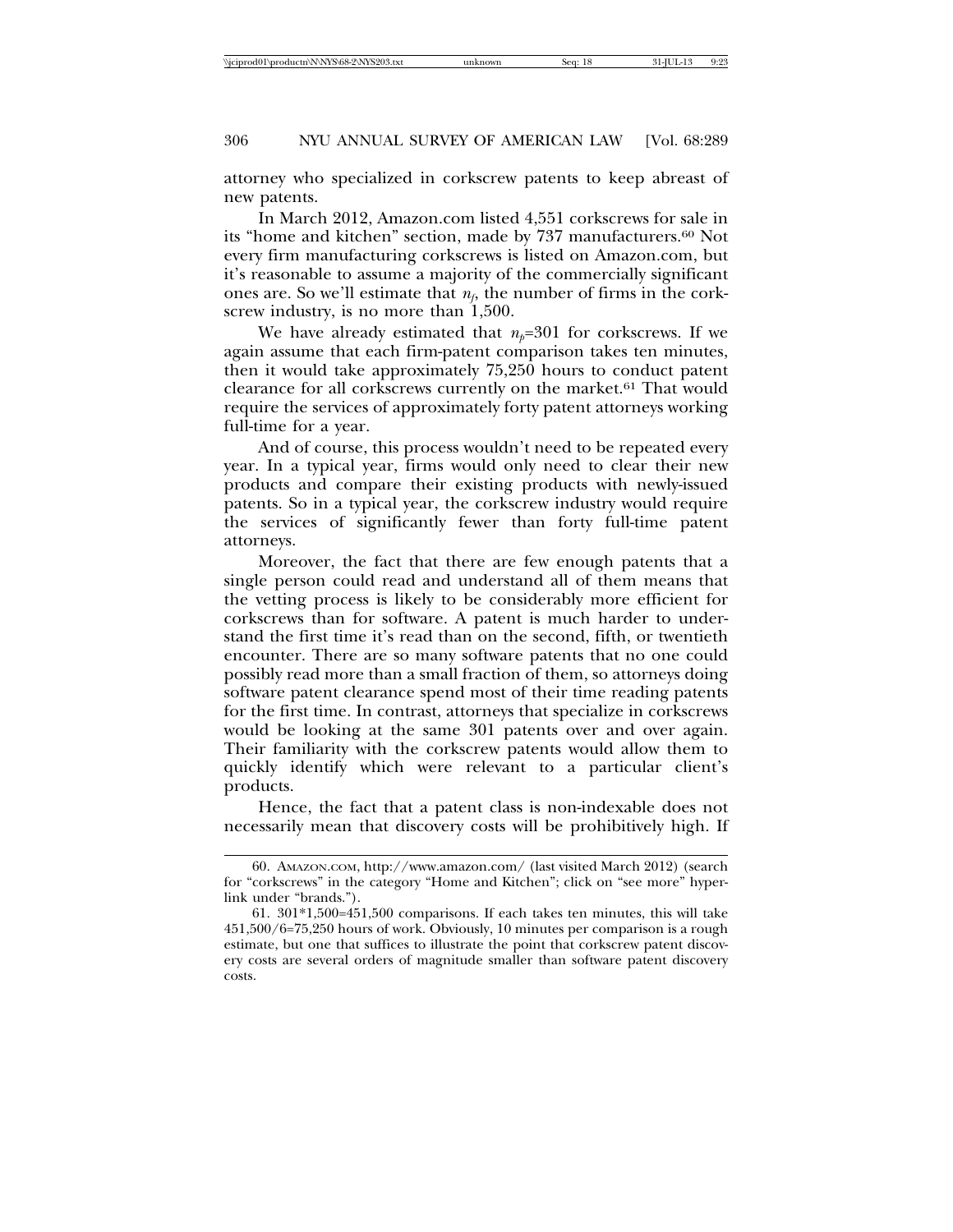attorney who specialized in corkscrew patents to keep abreast of new patents.

In March 2012, Amazon.com listed 4,551 corkscrews for sale in its "home and kitchen" section, made by 737 manufacturers.[60] Not every firm manufacturing corkscrews is listed on Amazon.com, but it's reasonable to assume a majority of the commercially significant ones are. So we'll estimate that $n_f$, the number of firms in the corkscrew industry, is no more than 1,500.

We have already estimated that $n_p$=301 for corkscrews. If we again assume that each firm-patent comparison takes ten minutes, then it would take approximately 75,250 hours to conduct patent clearance for all corkscrews currently on the market.[61] That would require the services of approximately forty patent attorneys working full-time for a year.

And of course, this process wouldn't need to be repeated every year. In a typical year, firms would only need to clear their new products and compare their existing products with newly-issued patents. So in a typical year, the corkscrew industry would require the services of significantly fewer than forty full-time patent attorneys.

Moreover, the fact that there are few enough patents that a single person could read and understand all of them means that the vetting process is likely to be considerably more efficient for corkscrews than for software. A patent is much harder to understand the first time it's read than on the second, fifth, or twentieth encounter. There are so many software patents that no one could possibly read more than a small fraction of them, so attorneys doing software patent clearance spend most of their time reading patents for the first time. In contrast, attorneys that specialize in corkscrews would be looking at the same 301 patents over and over again. Their familiarity with the corkscrew patents would allow them to quickly identify which were relevant to a particular client's products.

Hence, the fact that a patent class is non-indexable does not necessarily mean that discovery costs will be prohibitively high. If

---

60. AMAZON.COM, http://www.amazon.com/ (last visited March 2012) (search for "corkscrews" in the category "Home and Kitchen"; click on "see more" hyperlink under "brands.").

61. 301*1,500=451,500 comparisons. If each takes ten minutes, this will take 451,500/6=75,250 hours of work. Obviously, 10 minutes per comparison is a rough estimate, but one that suffices to illustrate the point that corkscrew patent discovery costs are several orders of magnitude smaller than software patent discovery costs.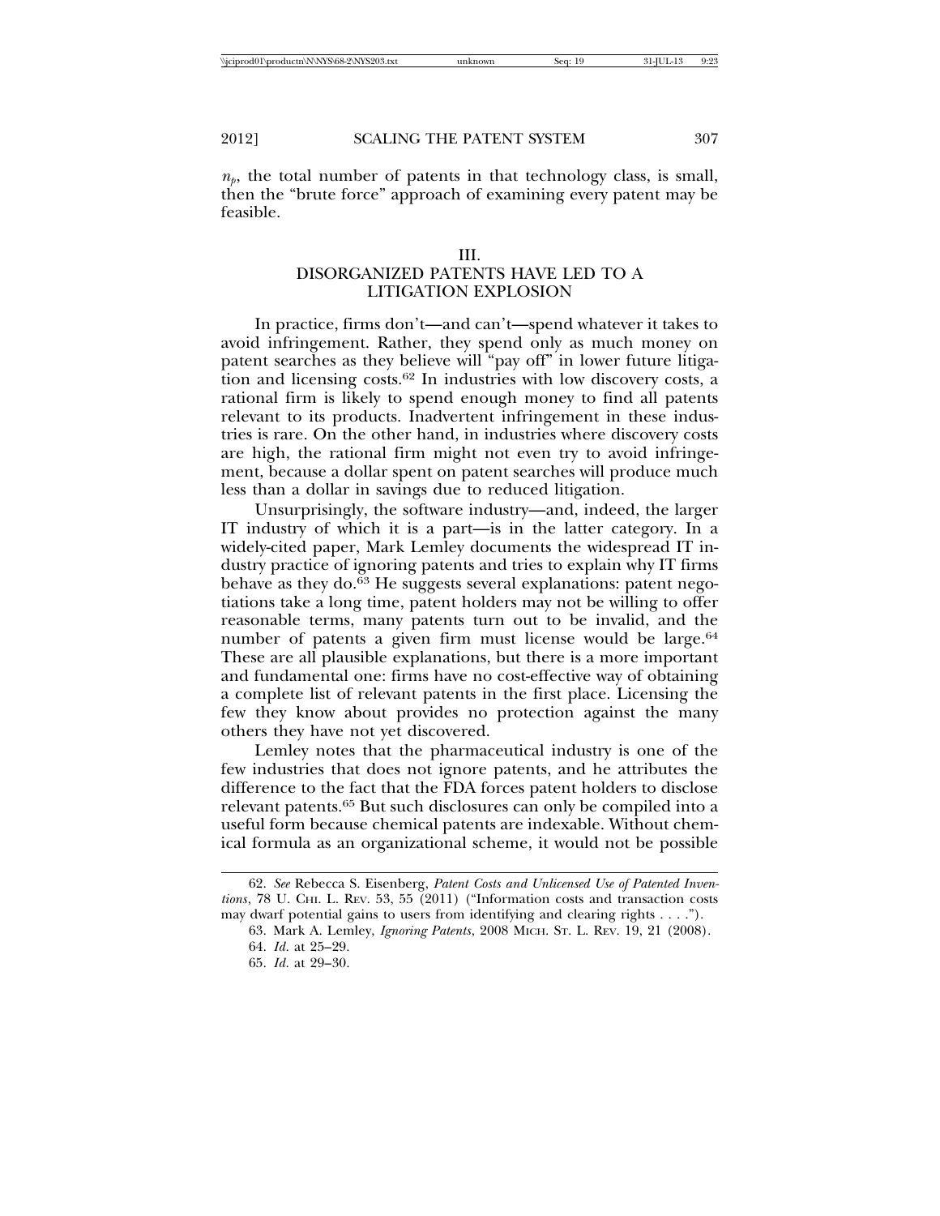$n_p$, the total number of patents in that technology class, is small, then the "brute force" approach of examining every patent may be feasible.

## III. DISORGANIZED PATENTS HAVE LED TO A LITIGATION EXPLOSION

In practice, firms don't—and can't—spend whatever it takes to avoid infringement. Rather, they spend only as much money on patent searches as they believe will "pay off" in lower future litigation and licensing costs.[62] In industries with low discovery costs, a rational firm is likely to spend enough money to find all patents relevant to its products. Inadvertent infringement in these industries is rare. On the other hand, in industries where discovery costs are high, the rational firm might not even try to avoid infringement, because a dollar spent on patent searches will produce much less than a dollar in savings due to reduced litigation.

Unsurprisingly, the software industry—and, indeed, the larger IT industry of which it is a part—is in the latter category. In a widely-cited paper, Mark Lemley documents the widespread IT industry practice of ignoring patents and tries to explain why IT firms behave as they do.[63] He suggests several explanations: patent negotiations take a long time, patent holders may not be willing to offer reasonable terms, many patents turn out to be invalid, and the number of patents a given firm must license would be large.[64] These are all plausible explanations, but there is a more important and fundamental one: firms have no cost-effective way of obtaining a complete list of relevant patents in the first place. Licensing the few they know about provides no protection against the many others they have not yet discovered.

Lemley notes that the pharmaceutical industry is one of the few industries that does not ignore patents, and he attributes the difference to the fact that the FDA forces patent holders to disclose relevant patents.[65] But such disclosures can only be compiled into a useful form because chemical patents are indexable. Without chemical formula as an organizational scheme, it would not be possible

---

62. *See* Rebecca S. Eisenberg, *Patent Costs and Unlicensed Use of Patented Inventions*, 78 U. CHI. L. REV. 53, 55 (2011) ("Information costs and transaction costs may dwarf potential gains to users from identifying and clearing rights . . . .").

63. Mark A. Lemley, *Ignoring Patents*, 2008 MICH. ST. L. REV. 19, 21 (2008).

64. *Id.* at 25–29.

65. *Id.* at 29–30.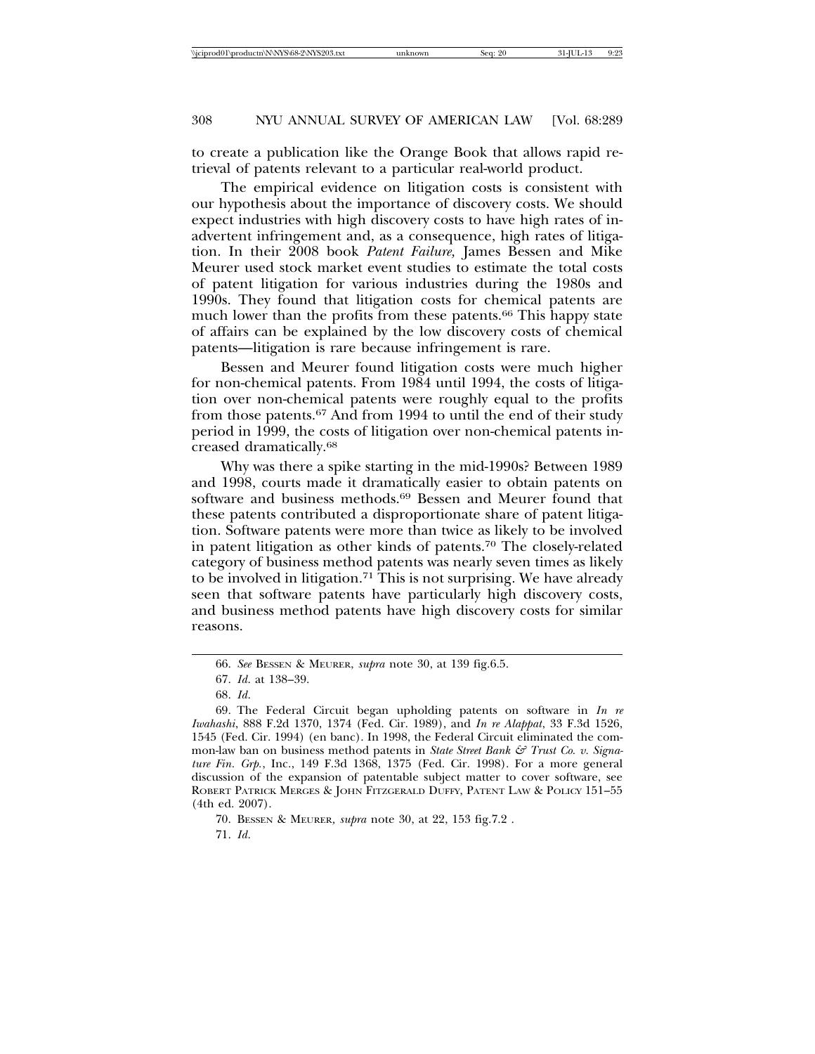to create a publication like the Orange Book that allows rapid retrieval of patents relevant to a particular real-world product.

The empirical evidence on litigation costs is consistent with our hypothesis about the importance of discovery costs. We should expect industries with high discovery costs to have high rates of inadvertent infringement and, as a consequence, high rates of litigation. In their 2008 book *Patent Failure,* James Bessen and Mike Meurer used stock market event studies to estimate the total costs of patent litigation for various industries during the 1980s and 1990s. They found that litigation costs for chemical patents are much lower than the profits from these patents.[66] This happy state of affairs can be explained by the low discovery costs of chemical patents—litigation is rare because infringement is rare.

Bessen and Meurer found litigation costs were much higher for non-chemical patents. From 1984 until 1994, the costs of litigation over non-chemical patents were roughly equal to the profits from those patents.[67] And from 1994 to until the end of their study period in 1999, the costs of litigation over non-chemical patents increased dramatically.[68]

Why was there a spike starting in the mid-1990s? Between 1989 and 1998, courts made it dramatically easier to obtain patents on software and business methods.[69] Bessen and Meurer found that these patents contributed a disproportionate share of patent litigation. Software patents were more than twice as likely to be involved in patent litigation as other kinds of patents.[70] The closely-related category of business method patents was nearly seven times as likely to be involved in litigation.[71] This is not surprising. We have already seen that software patents have particularly high discovery costs, and business method patents have high discovery costs for similar reasons.

---

66. *See* BESSEN & MEURER, *supra* note 30, at 139 fig.6.5.

67. *Id.* at 138–39.

68. *Id.*

69. The Federal Circuit began upholding patents on software in *In re Iwahashi*, 888 F.2d 1370, 1374 (Fed. Cir. 1989), and *In re Alappat*, 33 F.3d 1526, 1545 (Fed. Cir. 1994) (en banc). In 1998, the Federal Circuit eliminated the common-law ban on business method patents in *State Street Bank & Trust Co. v. Signature Fin. Grp.*, Inc., 149 F.3d 1368, 1375 (Fed. Cir. 1998). For a more general discussion of the expansion of patentable subject matter to cover software, see ROBERT PATRICK MERGES & JOHN FITZGERALD DUFFY, PATENT LAW & POLICY 151–55 (4th ed. 2007).

70. BESSEN & MEURER, *supra* note 30, at 22, 153 fig.7.2 .

71. *Id.*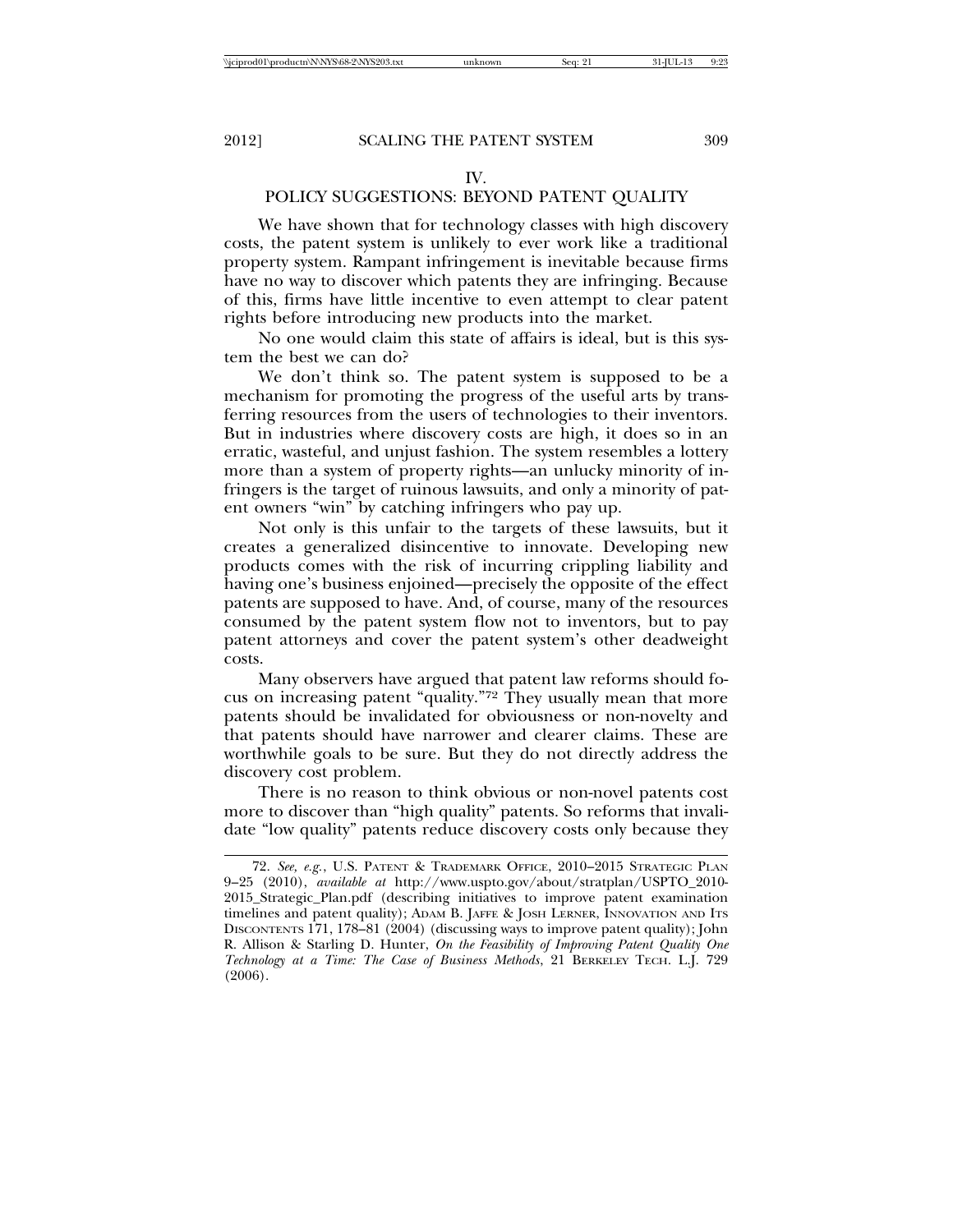## IV.
## POLICY SUGGESTIONS: BEYOND PATENT QUALITY

We have shown that for technology classes with high discovery costs, the patent system is unlikely to ever work like a traditional property system. Rampant infringement is inevitable because firms have no way to discover which patents they are infringing. Because of this, firms have little incentive to even attempt to clear patent rights before introducing new products into the market.

No one would claim this state of affairs is ideal, but is this system the best we can do?

We don't think so. The patent system is supposed to be a mechanism for promoting the progress of the useful arts by transferring resources from the users of technologies to their inventors. But in industries where discovery costs are high, it does so in an erratic, wasteful, and unjust fashion. The system resembles a lottery more than a system of property rights—an unlucky minority of infringers is the target of ruinous lawsuits, and only a minority of patent owners "win" by catching infringers who pay up.

Not only is this unfair to the targets of these lawsuits, but it creates a generalized disincentive to innovate. Developing new products comes with the risk of incurring crippling liability and having one's business enjoined—precisely the opposite of the effect patents are supposed to have. And, of course, many of the resources consumed by the patent system flow not to inventors, but to pay patent attorneys and cover the patent system's other deadweight costs.

Many observers have argued that patent law reforms should focus on increasing patent "quality."[72] They usually mean that more patents should be invalidated for obviousness or non-novelty and that patents should have narrower and clearer claims. These are worthwhile goals to be sure. But they do not directly address the discovery cost problem.

There is no reason to think obvious or non-novel patents cost more to discover than "high quality" patents. So reforms that invalidate "low quality" patents reduce discovery costs only because they

---

72. *See, e.g.*, U.S. PATENT & TRADEMARK OFFICE, 2010–2015 STRATEGIC PLAN 9–25 (2010), *available at* http://www.uspto.gov/about/stratplan/USPTO_2010-2015_Strategic_Plan.pdf (describing initiatives to improve patent examination timelines and patent quality); ADAM B. JAFFE & JOSH LERNER, INNOVATION AND ITS DISCONTENTS 171, 178–81 (2004) (discussing ways to improve patent quality); John R. Allison & Starling D. Hunter, *On the Feasibility of Improving Patent Quality One Technology at a Time: The Case of Business Methods*, 21 BERKELEY TECH. L.J. 729 (2006).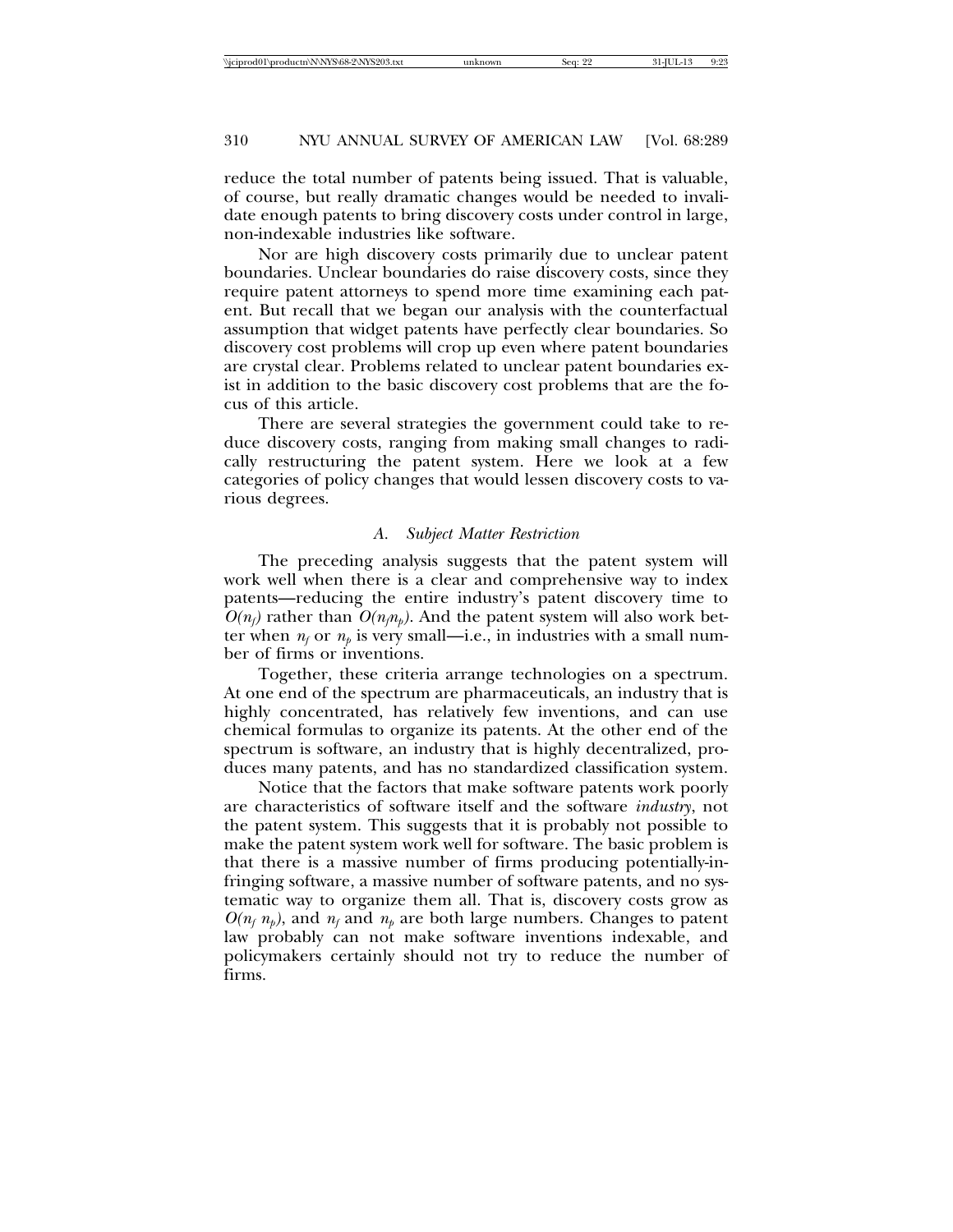reduce the total number of patents being issued. That is valuable, of course, but really dramatic changes would be needed to invalidate enough patents to bring discovery costs under control in large, non-indexable industries like software.

Nor are high discovery costs primarily due to unclear patent boundaries. Unclear boundaries do raise discovery costs, since they require patent attorneys to spend more time examining each patent. But recall that we began our analysis with the counterfactual assumption that widget patents have perfectly clear boundaries. So discovery cost problems will crop up even where patent boundaries are crystal clear. Problems related to unclear patent boundaries exist in addition to the basic discovery cost problems that are the focus of this article.

There are several strategies the government could take to reduce discovery costs, ranging from making small changes to radically restructuring the patent system. Here we look at a few categories of policy changes that would lessen discovery costs to various degrees.

### *A. Subject Matter Restriction*

The preceding analysis suggests that the patent system will work well when there is a clear and comprehensive way to index patents—reducing the entire industry's patent discovery time to $O(n_f)$ rather than $O(n_f n_p)$. And the patent system will also work better when $n_f$ or $n_p$ is very small—i.e., in industries with a small number of firms or inventions.

Together, these criteria arrange technologies on a spectrum. At one end of the spectrum are pharmaceuticals, an industry that is highly concentrated, has relatively few inventions, and can use chemical formulas to organize its patents. At the other end of the spectrum is software, an industry that is highly decentralized, produces many patents, and has no standardized classification system.

Notice that the factors that make software patents work poorly are characteristics of software itself and the software *industry*, not the patent system. This suggests that it is probably not possible to make the patent system work well for software. The basic problem is that there is a massive number of firms producing potentially-infringing software, a massive number of software patents, and no systematic way to organize them all. That is, discovery costs grow as $O(n_f\ n_p)$, and $n_f$ and $n_p$ are both large numbers. Changes to patent law probably can not make software inventions indexable, and policymakers certainly should not try to reduce the number of firms.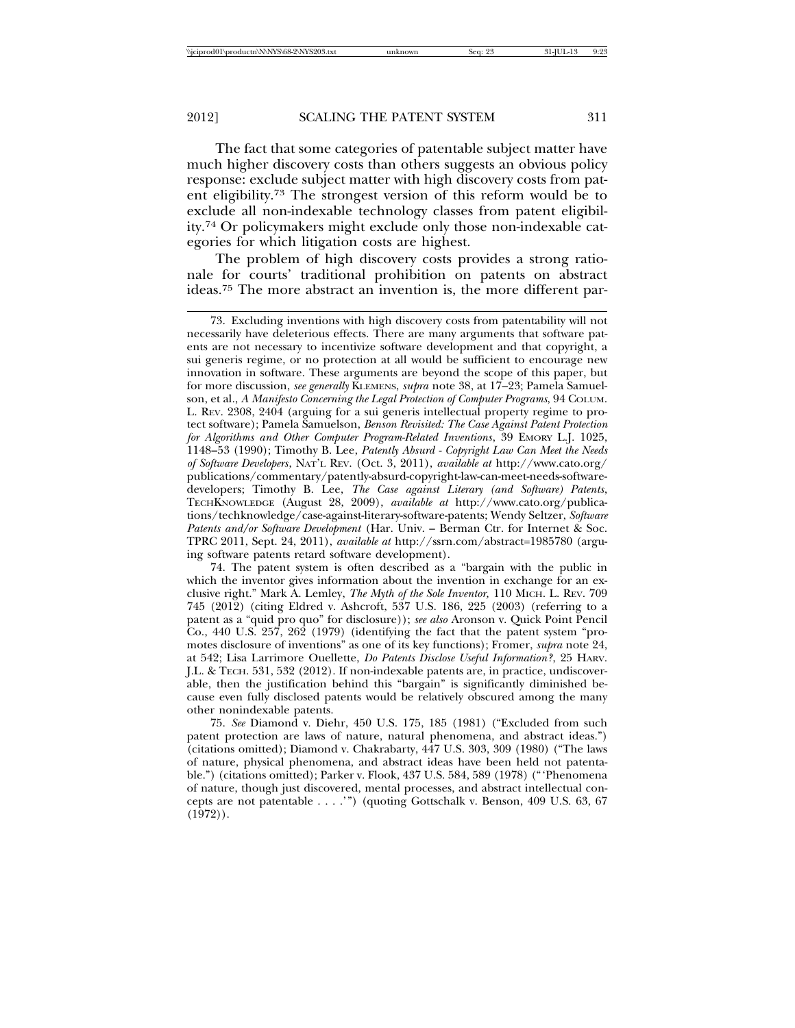The fact that some categories of patentable subject matter have much higher discovery costs than others suggests an obvious policy response: exclude subject matter with high discovery costs from patent eligibility.[73] The strongest version of this reform would be to exclude all non-indexable technology classes from patent eligibility.[74] Or policymakers might exclude only those non-indexable categories for which litigation costs are highest.

The problem of high discovery costs provides a strong rationale for courts' traditional prohibition on patents on abstract ideas.[75] The more abstract an invention is, the more different par-

---

73. Excluding inventions with high discovery costs from patentability will not necessarily have deleterious effects. There are many arguments that software patents are not necessary to incentivize software development and that copyright, a sui generis regime, or no protection at all would be sufficient to encourage new innovation in software. These arguments are beyond the scope of this paper, but for more discussion, *see generally* KLEMENS, *supra* note 38, at 17–23; Pamela Samuelson, et al., *A Manifesto Concerning the Legal Protection of Computer Programs*, 94 COLUM. L. REV. 2308, 2404 (arguing for a sui generis intellectual property regime to protect software); Pamela Samuelson, *Benson Revisited: The Case Against Patent Protection for Algorithms and Other Computer Program-Related Inventions*, 39 EMORY L.J. 1025, 1148–53 (1990); Timothy B. Lee, *Patently Absurd - Copyright Law Can Meet the Needs of Software Developers*, NAT'L REV. (Oct. 3, 2011), *available at* http://www.cato.org/publications/commentary/patently-absurd-copyright-law-can-meet-needs-software-developers; Timothy B. Lee, *The Case against Literary (and Software) Patents*, TECHKNOWLEDGE (August 28, 2009), *available at* http://www.cato.org/publications/techknowledge/case-against-literary-software-patents; Wendy Seltzer, *Software Patents and/or Software Development* (Har. Univ. – Berman Ctr. for Internet & Soc. TPRC 2011, Sept. 24, 2011), *available at* http://ssrn.com/abstract=1985780 (arguing software patents retard software development).

74. The patent system is often described as a "bargain with the public in which the inventor gives information about the invention in exchange for an exclusive right." Mark A. Lemley, *The Myth of the Sole Inventor,* 110 MICH. L. REV. 709 745 (2012) (citing Eldred v. Ashcroft, 537 U.S. 186, 225 (2003) (referring to a patent as a "quid pro quo" for disclosure)); *see also* Aronson v. Quick Point Pencil Co., 440 U.S. 257, 262 (1979) (identifying the fact that the patent system "promotes disclosure of inventions" as one of its key functions); Fromer, *supra* note 24, at 542; Lisa Larrimore Ouellette, *Do Patents Disclose Useful Information?*, 25 HARV. J.L. & TECH. 531, 532 (2012). If non-indexable patents are, in practice, undiscoverable, then the justification behind this "bargain" is significantly diminished because even fully disclosed patents would be relatively obscured among the many other nonindexable patents.

75. *See* Diamond v. Diehr, 450 U.S. 175, 185 (1981) ("Excluded from such patent protection are laws of nature, natural phenomena, and abstract ideas.") (citations omitted); Diamond v. Chakrabarty, 447 U.S. 303, 309 (1980) ("The laws of nature, physical phenomena, and abstract ideas have been held not patentable.") (citations omitted); Parker v. Flook, 437 U.S. 584, 589 (1978) ("'Phenomena of nature, though just discovered, mental processes, and abstract intellectual concepts are not patentable . . . .'") (quoting Gottschalk v. Benson, 409 U.S. 63, 67 (1972)).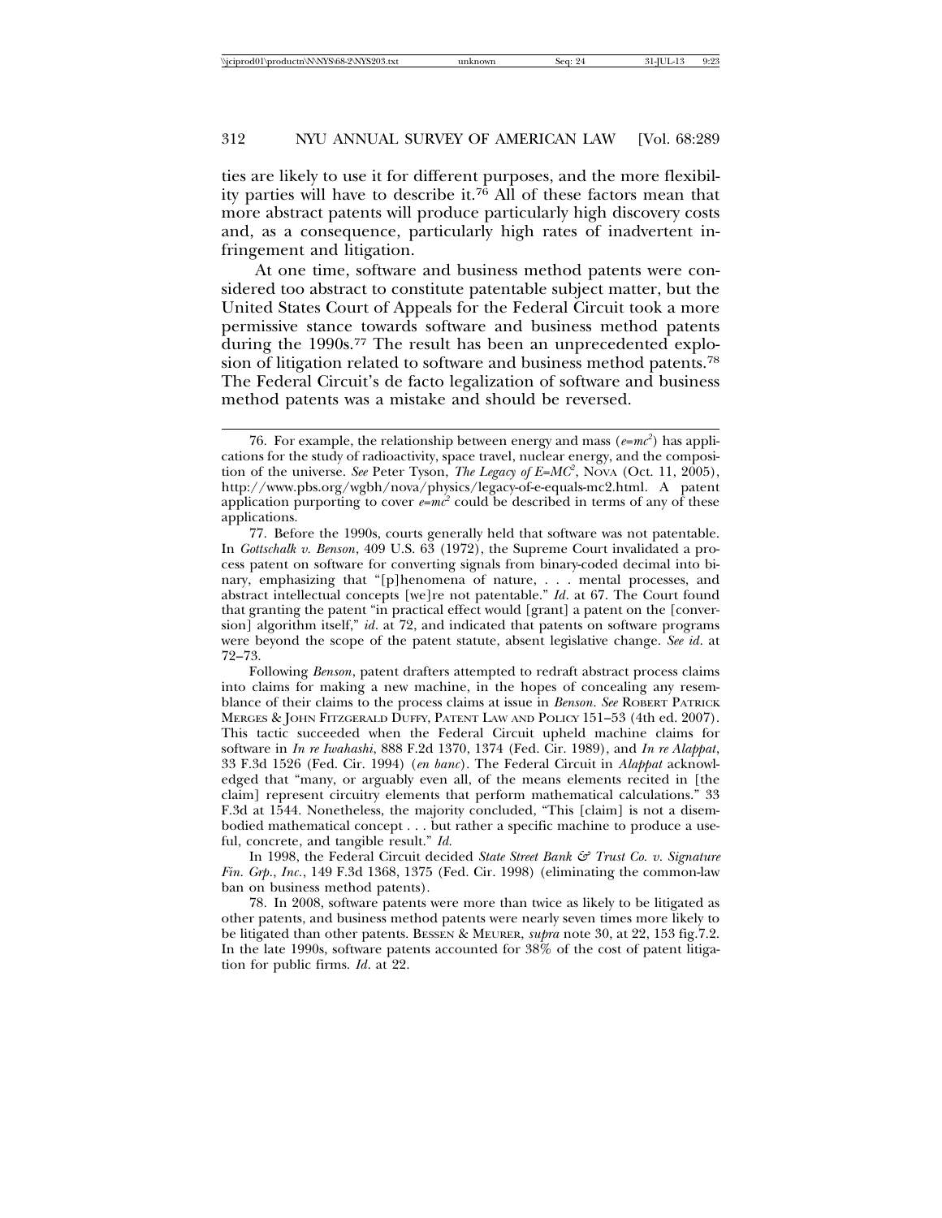ties are likely to use it for different purposes, and the more flexibility parties will have to describe it.[76] All of these factors mean that more abstract patents will produce particularly high discovery costs and, as a consequence, particularly high rates of inadvertent infringement and litigation.

At one time, software and business method patents were considered too abstract to constitute patentable subject matter, but the United States Court of Appeals for the Federal Circuit took a more permissive stance towards software and business method patents during the 1990s.[77] The result has been an unprecedented explosion of litigation related to software and business method patents.[78] The Federal Circuit's de facto legalization of software and business method patents was a mistake and should be reversed.

---

76. For example, the relationship between energy and mass ($e=mc^2$) has applications for the study of radioactivity, space travel, nuclear energy, and the composition of the universe. *See* Peter Tyson, *The Legacy of E=MC*$^2$, NOVA (Oct. 11, 2005), http://www.pbs.org/wgbh/nova/physics/legacy-of-e-equals-mc2.html. A patent application purporting to cover $e=mc^2$ could be described in terms of any of these applications.

77. Before the 1990s, courts generally held that software was not patentable. In *Gottschalk v. Benson*, 409 U.S. 63 (1972), the Supreme Court invalidated a process patent on software for converting signals from binary-coded decimal into binary, emphasizing that "[p]henomena of nature, . . . mental processes, and abstract intellectual concepts [we]re not patentable." *Id.* at 67. The Court found that granting the patent "in practical effect would [grant] a patent on the [conversion] algorithm itself," *id.* at 72, and indicated that patents on software programs were beyond the scope of the patent statute, absent legislative change. *See id.* at 72–73.

Following *Benson*, patent drafters attempted to redraft abstract process claims into claims for making a new machine, in the hopes of concealing any resemblance of their claims to the process claims at issue in *Benson*. *See* ROBERT PATRICK MERGES & JOHN FITZGERALD DUFFY, PATENT LAW AND POLICY 151–53 (4th ed. 2007). This tactic succeeded when the Federal Circuit upheld machine claims for software in *In re Iwahashi*, 888 F.2d 1370, 1374 (Fed. Cir. 1989), and *In re Alappat*, 33 F.3d 1526 (Fed. Cir. 1994) (*en banc*). The Federal Circuit in *Alappat* acknowledged that "many, or arguably even all, of the means elements recited in [the claim] represent circuitry elements that perform mathematical calculations." 33 F.3d at 1544. Nonetheless, the majority concluded, "This [claim] is not a disembodied mathematical concept . . . but rather a specific machine to produce a useful, concrete, and tangible result." *Id.*

In 1998, the Federal Circuit decided *State Street Bank & Trust Co. v. Signature Fin. Grp., Inc.*, 149 F.3d 1368, 1375 (Fed. Cir. 1998) (eliminating the common-law ban on business method patents).

78. In 2008, software patents were more than twice as likely to be litigated as other patents, and business method patents were nearly seven times more likely to be litigated than other patents. BESSEN & MEURER, *supra* note 30, at 22, 153 fig.7.2. In the late 1990s, software patents accounted for 38% of the cost of patent litigation for public firms. *Id.* at 22.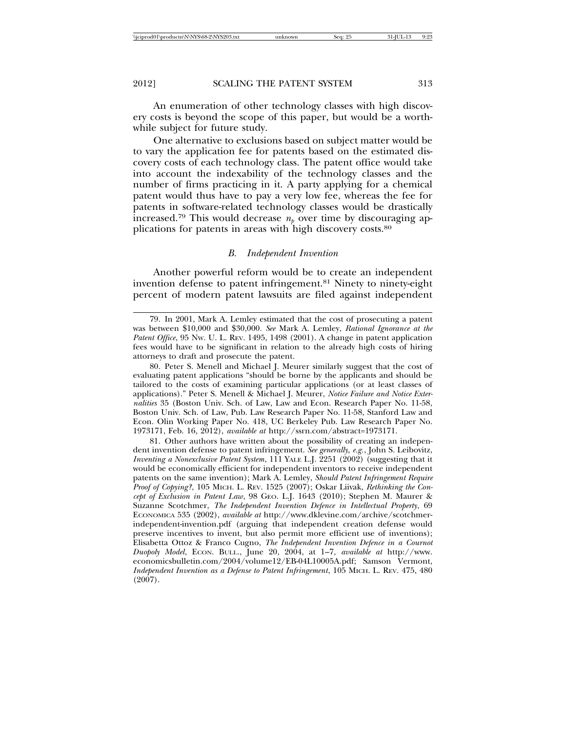An enumeration of other technology classes with high discovery costs is beyond the scope of this paper, but would be a worthwhile subject for future study.

One alternative to exclusions based on subject matter would be to vary the application fee for patents based on the estimated discovery costs of each technology class. The patent office would take into account the indexability of the technology classes and the number of firms practicing in it. A party applying for a chemical patent would thus have to pay a very low fee, whereas the fee for patents in software-related technology classes would be drastically increased.[79] This would decrease $n_p$ over time by discouraging applications for patents in areas with high discovery costs.[80]

### *B. Independent Invention*

Another powerful reform would be to create an independent invention defense to patent infringement.[81] Ninety to ninety-eight percent of modern patent lawsuits are filed against independent

---

79. In 2001, Mark A. Lemley estimated that the cost of prosecuting a patent was between $10,000 and $30,000. *See* Mark A. Lemley, *Rational Ignorance at the Patent Office*, 95 NW. U. L. REV. 1495, 1498 (2001). A change in patent application fees would have to be significant in relation to the already high costs of hiring attorneys to draft and prosecute the patent.

80. Peter S. Menell and Michael J. Meurer similarly suggest that the cost of evaluating patent applications "should be borne by the applicants and should be tailored to the costs of examining particular applications (or at least classes of applications)." Peter S. Menell & Michael J. Meurer, *Notice Failure and Notice Externalities* 35 (Boston Univ. Sch. of Law, Law and Econ. Research Paper No. 11-58, Boston Univ. Sch. of Law, Pub. Law Research Paper No. 11-58, Stanford Law and Econ. Olin Working Paper No. 418, UC Berkeley Pub. Law Research Paper No. 1973171, Feb. 16, 2012), *available at* http://ssrn.com/abstract=1973171.

81. Other authors have written about the possibility of creating an independent invention defense to patent infringement. *See generally, e.g.*, John S. Leibovitz, *Inventing a Nonexclusive Patent System*, 111 YALE L.J. 2251 (2002) (suggesting that it would be economically efficient for independent inventors to receive independent patents on the same invention); Mark A. Lemley, *Should Patent Infringement Require Proof of Copying?*, 105 MICH. L. REV. 1525 (2007); Oskar Liivak, *Rethinking the Concept of Exclusion in Patent Law*, 98 GEO. L.J. 1643 (2010); Stephen M. Maurer & Suzanne Scotchmer, *The Independent Invention Defence in Intellectual Property*, 69 ECONOMICA 535 (2002), *available at* http://www.dklevine.com/archive/scotchmer-independent-invention.pdf (arguing that independent creation defense would preserve incentives to invent, but also permit more efficient use of inventions); Elisabetta Ottoz & Franco Cugno, *The Independent Invention Defence in a Cournot Duopoly Model*, ECON. BULL., June 20, 2004, at 1–7, *available at* http://www.economicsbulletin.com/2004/volume12/EB-04L10005A.pdf; Samson Vermont, *Independent Invention as a Defense to Patent Infringement*, 105 MICH. L. REV. 475, 480 (2007).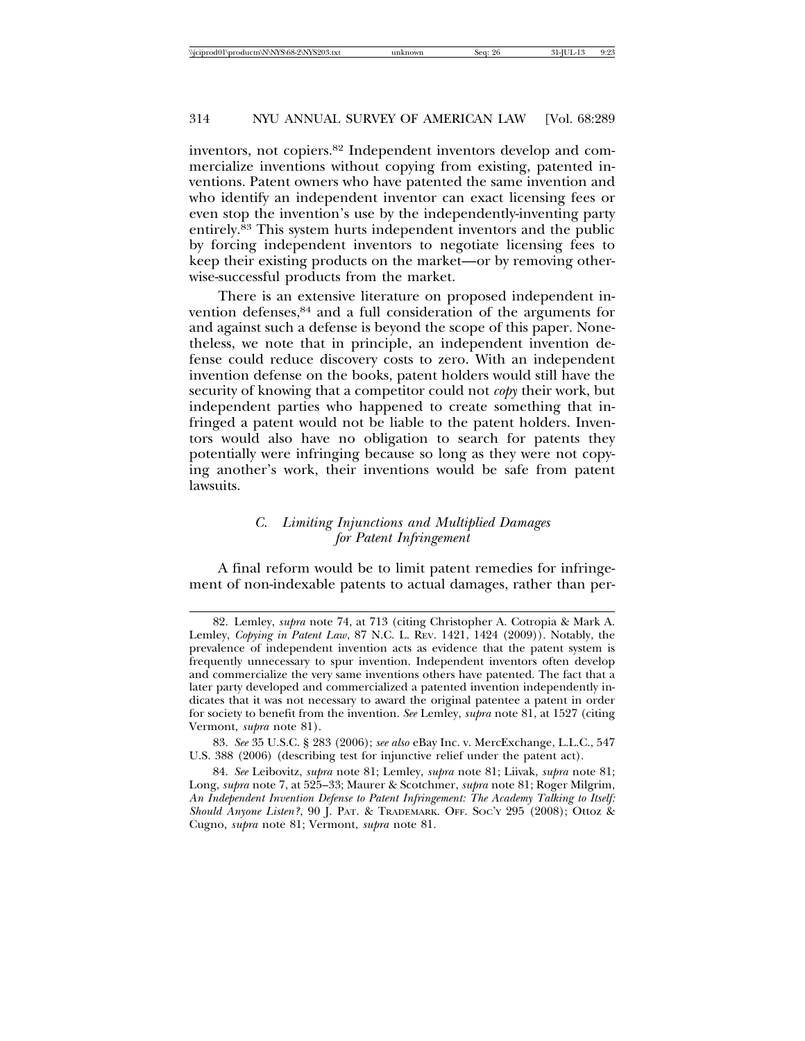inventors, not copiers.[82] Independent inventors develop and commercialize inventions without copying from existing, patented inventions. Patent owners who have patented the same invention and who identify an independent inventor can exact licensing fees or even stop the invention's use by the independently-inventing party entirely.[83] This system hurts independent inventors and the public by forcing independent inventors to negotiate licensing fees to keep their existing products on the market—or by removing otherwise-successful products from the market.

There is an extensive literature on proposed independent invention defenses,[84] and a full consideration of the arguments for and against such a defense is beyond the scope of this paper. Nonetheless, we note that in principle, an independent invention defense could reduce discovery costs to zero. With an independent invention defense on the books, patent holders would still have the security of knowing that a competitor could not *copy* their work, but independent parties who happened to create something that infringed a patent would not be liable to the patent holders. Inventors would also have no obligation to search for patents they potentially were infringing because so long as they were not copying another's work, their inventions would be safe from patent lawsuits.

### *C. Limiting Injunctions and Multiplied Damages for Patent Infringement*

A final reform would be to limit patent remedies for infringement of non-indexable patents to actual damages, rather than per-

---

82. Lemley, *supra* note 74, at 713 (citing Christopher A. Cotropia & Mark A. Lemley, *Copying in Patent Law*, 87 N.C. L. Rev. 1421, 1424 (2009)). Notably, the prevalence of independent invention acts as evidence that the patent system is frequently unnecessary to spur invention. Independent inventors often develop and commercialize the very same inventions others have patented. The fact that a later party developed and commercialized a patented invention independently indicates that it was not necessary to award the original patentee a patent in order for society to benefit from the invention. *See* Lemley, *supra* note 81, at 1527 (citing Vermont, *supra* note 81).

83. *See* 35 U.S.C. § 283 (2006); *see also* eBay Inc. v. MercExchange, L.L.C., 547 U.S. 388 (2006) (describing test for injunctive relief under the patent act).

84. *See* Leibovitz, *supra* note 81; Lemley, *supra* note 81; Liivak, *supra* note 81; Long, *supra* note 7, at 525–33; Maurer & Scotchmer, *supra* note 81; Roger Milgrim, *An Independent Invention Defense to Patent Infringement: The Academy Talking to Itself: Should Anyone Listen?*, 90 J. Pat. & Trademark. Off. Soc'y 295 (2008); Ottoz & Cugno, *supra* note 81; Vermont, *supra* note 81.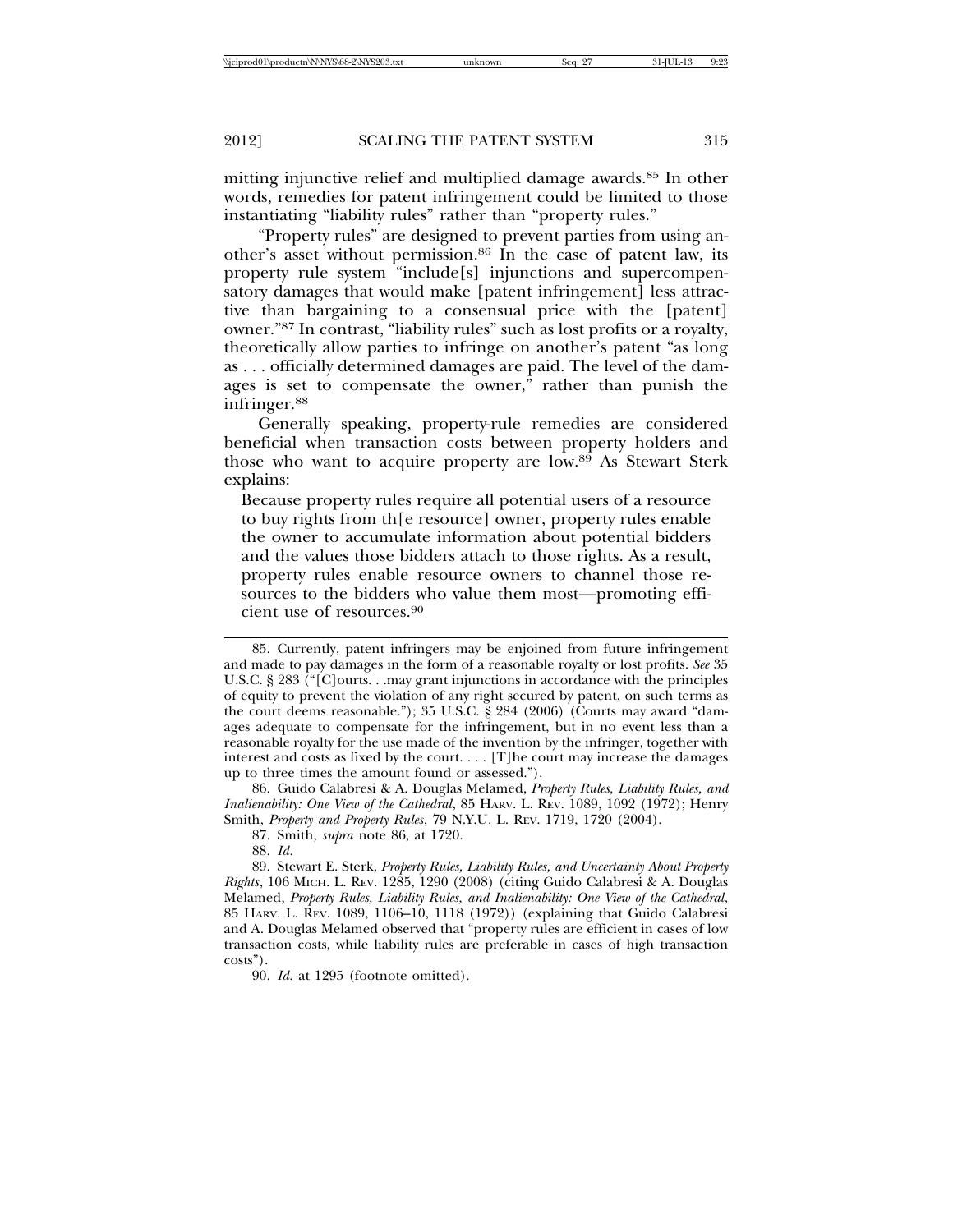mitting injunctive relief and multiplied damage awards.[85] In other words, remedies for patent infringement could be limited to those instantiating "liability rules" rather than "property rules."

"Property rules" are designed to prevent parties from using another's asset without permission.[86] In the case of patent law, its property rule system "include[s] injunctions and supercompensatory damages that would make [patent infringement] less attractive than bargaining to a consensual price with the [patent] owner."[87] In contrast, "liability rules" such as lost profits or a royalty, theoretically allow parties to infringe on another's patent "as long as . . . officially determined damages are paid. The level of the damages is set to compensate the owner," rather than punish the infringer.[88]

Generally speaking, property-rule remedies are considered beneficial when transaction costs between property holders and those who want to acquire property are low.[89] As Stewart Sterk explains:

> Because property rules require all potential users of a resource to buy rights from th[e resource] owner, property rules enable the owner to accumulate information about potential bidders and the values those bidders attach to those rights. As a result, property rules enable resource owners to channel those resources to the bidders who value them most—promoting efficient use of resources.[90]

---

85. Currently, patent infringers may be enjoined from future infringement and made to pay damages in the form of a reasonable royalty or lost profits. *See* 35 U.S.C. § 283 ("[C]ourts. . .may grant injunctions in accordance with the principles of equity to prevent the violation of any right secured by patent, on such terms as the court deems reasonable."); 35 U.S.C. § 284 (2006) (Courts may award "damages adequate to compensate for the infringement, but in no event less than a reasonable royalty for the use made of the invention by the infringer, together with interest and costs as fixed by the court. . . . [T]he court may increase the damages up to three times the amount found or assessed.").

86. Guido Calabresi & A. Douglas Melamed, *Property Rules, Liability Rules, and Inalienability: One View of the Cathedral*, 85 HARV. L. REV. 1089, 1092 (1972); Henry Smith, *Property and Property Rules*, 79 N.Y.U. L. REV. 1719, 1720 (2004).

87. Smith, *supra* note 86, at 1720.

88. *Id.*

89. Stewart E. Sterk, *Property Rules, Liability Rules, and Uncertainty About Property Rights*, 106 MICH. L. REV. 1285, 1290 (2008) (citing Guido Calabresi & A. Douglas Melamed, *Property Rules, Liability Rules, and Inalienability: One View of the Cathedral*, 85 HARV. L. REV. 1089, 1106–10, 1118 (1972)) (explaining that Guido Calabresi and A. Douglas Melamed observed that "property rules are efficient in cases of low transaction costs, while liability rules are preferable in cases of high transaction costs").

90. *Id.* at 1295 (footnote omitted).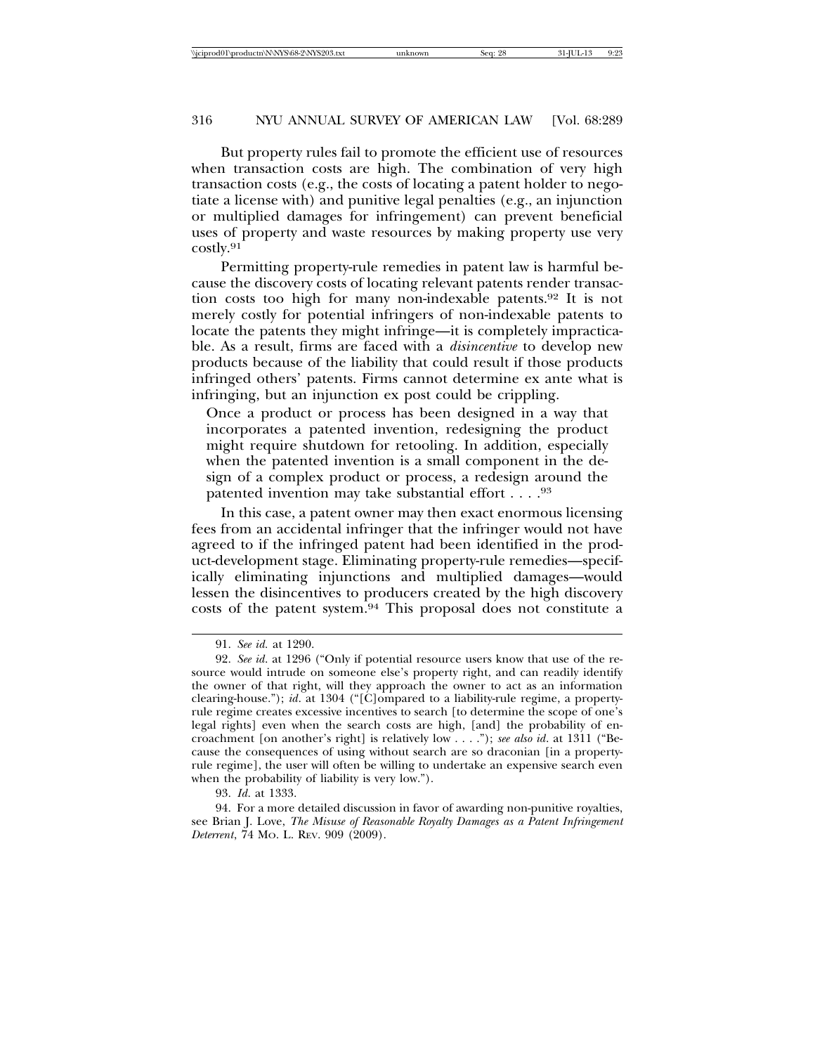But property rules fail to promote the efficient use of resources when transaction costs are high. The combination of very high transaction costs (e.g., the costs of locating a patent holder to negotiate a license with) and punitive legal penalties (e.g., an injunction or multiplied damages for infringement) can prevent beneficial uses of property and waste resources by making property use very costly.[91]

Permitting property-rule remedies in patent law is harmful because the discovery costs of locating relevant patents render transaction costs too high for many non-indexable patents.[92] It is not merely costly for potential infringers of non-indexable patents to locate the patents they might infringe—it is completely impracticable. As a result, firms are faced with a *disincentive* to develop new products because of the liability that could result if those products infringed others' patents. Firms cannot determine ex ante what is infringing, but an injunction ex post could be crippling.

> Once a product or process has been designed in a way that incorporates a patented invention, redesigning the product might require shutdown for retooling. In addition, especially when the patented invention is a small component in the design of a complex product or process, a redesign around the patented invention may take substantial effort . . . .[93]

In this case, a patent owner may then exact enormous licensing fees from an accidental infringer that the infringer would not have agreed to if the infringed patent had been identified in the product-development stage. Eliminating property-rule remedies—specifically eliminating injunctions and multiplied damages—would lessen the disincentives to producers created by the high discovery costs of the patent system.[94] This proposal does not constitute a

---

91. *See id.* at 1290.

92. *See id.* at 1296 ("Only if potential resource users know that use of the resource would intrude on someone else's property right, and can readily identify the owner of that right, will they approach the owner to act as an information clearing-house."); *id.* at 1304 ("[C]ompared to a liability-rule regime, a property-rule regime creates excessive incentives to search [to determine the scope of one's legal rights] even when the search costs are high, [and] the probability of encroachment [on another's right] is relatively low . . . ."); *see also id.* at 1311 ("Because the consequences of using without search are so draconian [in a property-rule regime], the user will often be willing to undertake an expensive search even when the probability of liability is very low.").

93. *Id.* at 1333.

94. For a more detailed discussion in favor of awarding non-punitive royalties, see Brian J. Love, *The Misuse of Reasonable Royalty Damages as a Patent Infringement Deterrent*, 74 MO. L. REV. 909 (2009).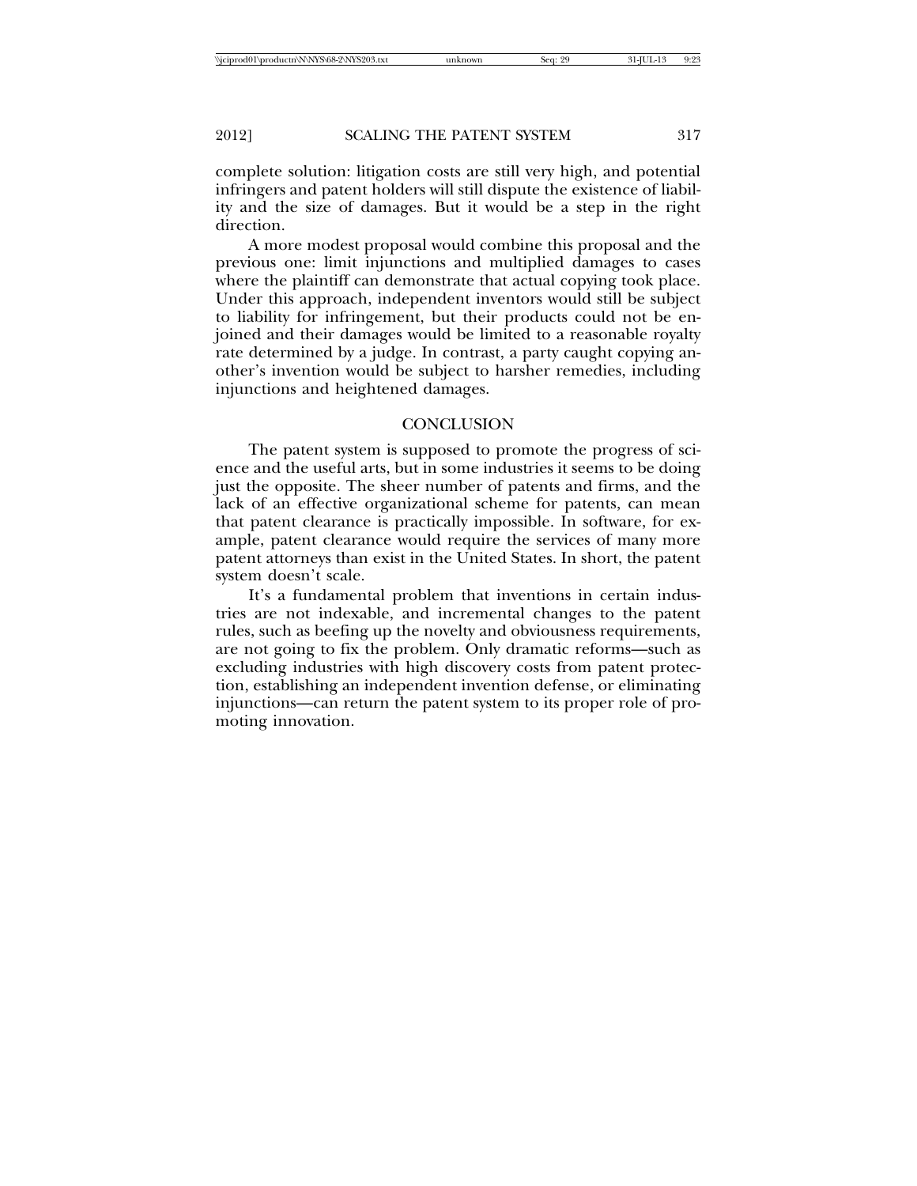complete solution: litigation costs are still very high, and potential infringers and patent holders will still dispute the existence of liability and the size of damages. But it would be a step in the right direction.

A more modest proposal would combine this proposal and the previous one: limit injunctions and multiplied damages to cases where the plaintiff can demonstrate that actual copying took place. Under this approach, independent inventors would still be subject to liability for infringement, but their products could not be enjoined and their damages would be limited to a reasonable royalty rate determined by a judge. In contrast, a party caught copying another's invention would be subject to harsher remedies, including injunctions and heightened damages.

## CONCLUSION

The patent system is supposed to promote the progress of science and the useful arts, but in some industries it seems to be doing just the opposite. The sheer number of patents and firms, and the lack of an effective organizational scheme for patents, can mean that patent clearance is practically impossible. In software, for example, patent clearance would require the services of many more patent attorneys than exist in the United States. In short, the patent system doesn't scale.

It's a fundamental problem that inventions in certain industries are not indexable, and incremental changes to the patent rules, such as beefing up the novelty and obviousness requirements, are not going to fix the problem. Only dramatic reforms—such as excluding industries with high discovery costs from patent protection, establishing an independent invention defense, or eliminating injunctions—can return the patent system to its proper role of promoting innovation.